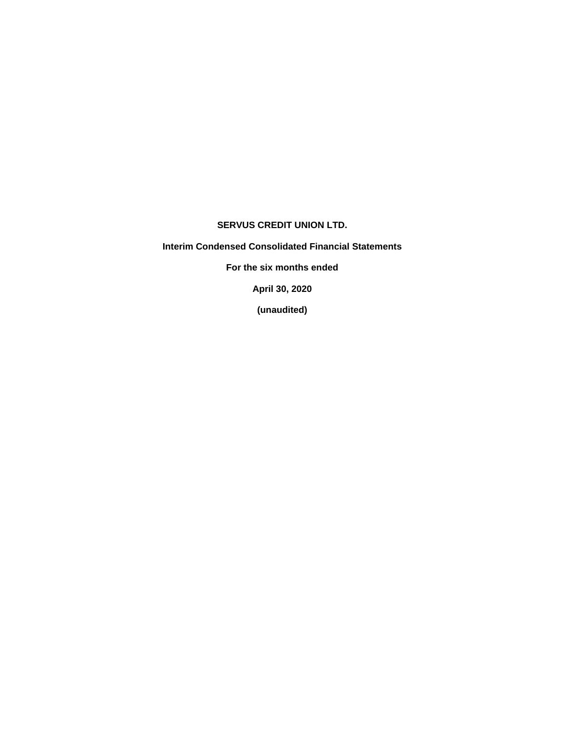**SERVUS CREDIT UNION LTD.**

**Interim Condensed Consolidated Financial Statements**

**For the six months ended**

**April 30, 2020**

**(unaudited)**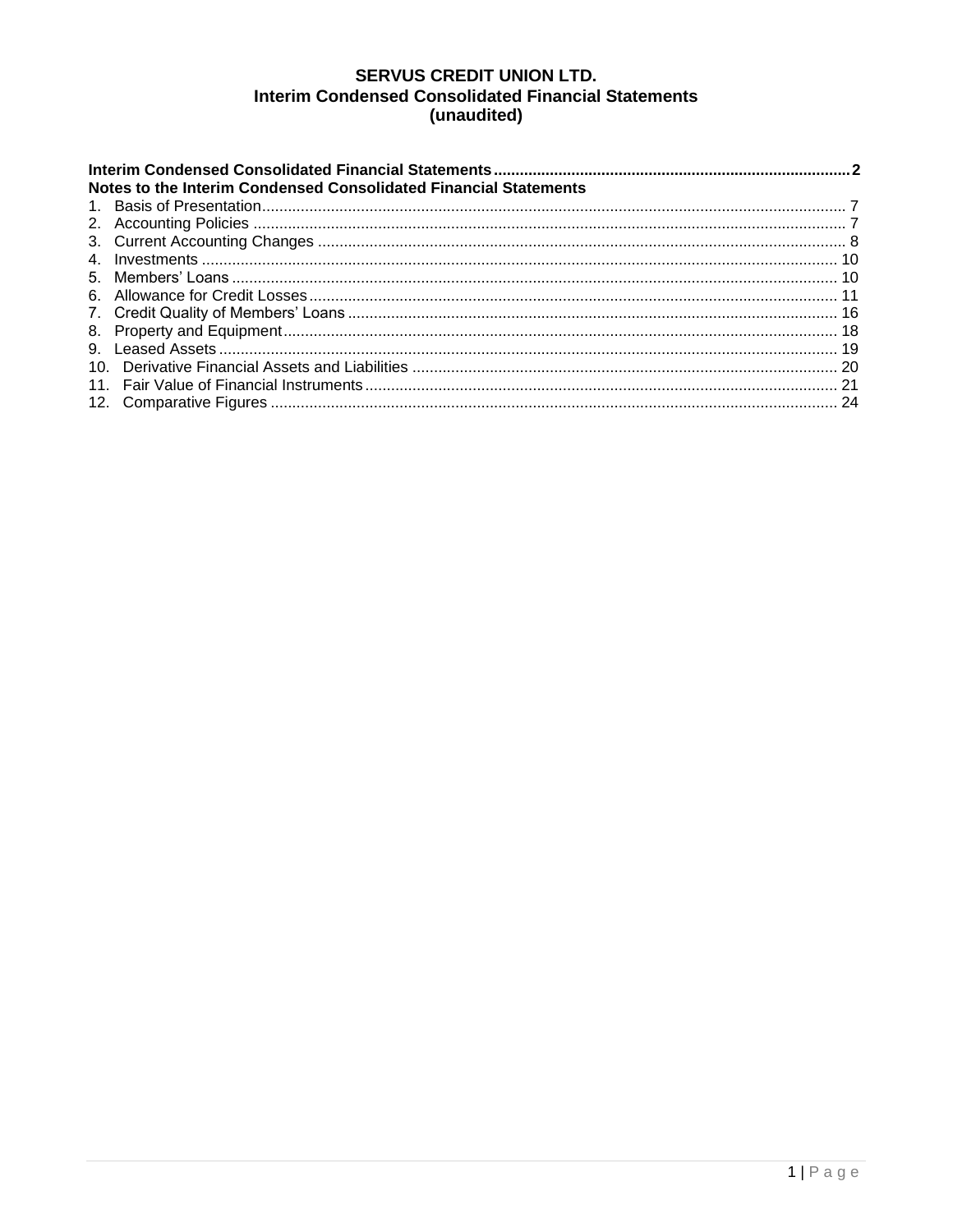# SERVUS CREDIT UNION LTD.
## Interim Condensed Consolidated Financial Statements
## (unaudited)

**Interim Condensed Consolidated Financial Statements .................................................. 2**

**Notes to the Interim Condensed Consolidated Financial Statements**

1. Basis of Presentation ...................................................... 7
2. Accounting Policies ...................................................... 7
3. Current Accounting Changes ...................................................... 8
4. Investments ...................................................... 10
5. Members' Loans ...................................................... 10
6. Allowance for Credit Losses ...................................................... 11
7. Credit Quality of Members' Loans ...................................................... 16
8. Property and Equipment ...................................................... 18
9. Leased Assets ...................................................... 19
10. Derivative Financial Assets and Liabilities ...................................................... 20
11. Fair Value of Financial Instruments ...................................................... 21
12. Comparative Figures ...................................................... 24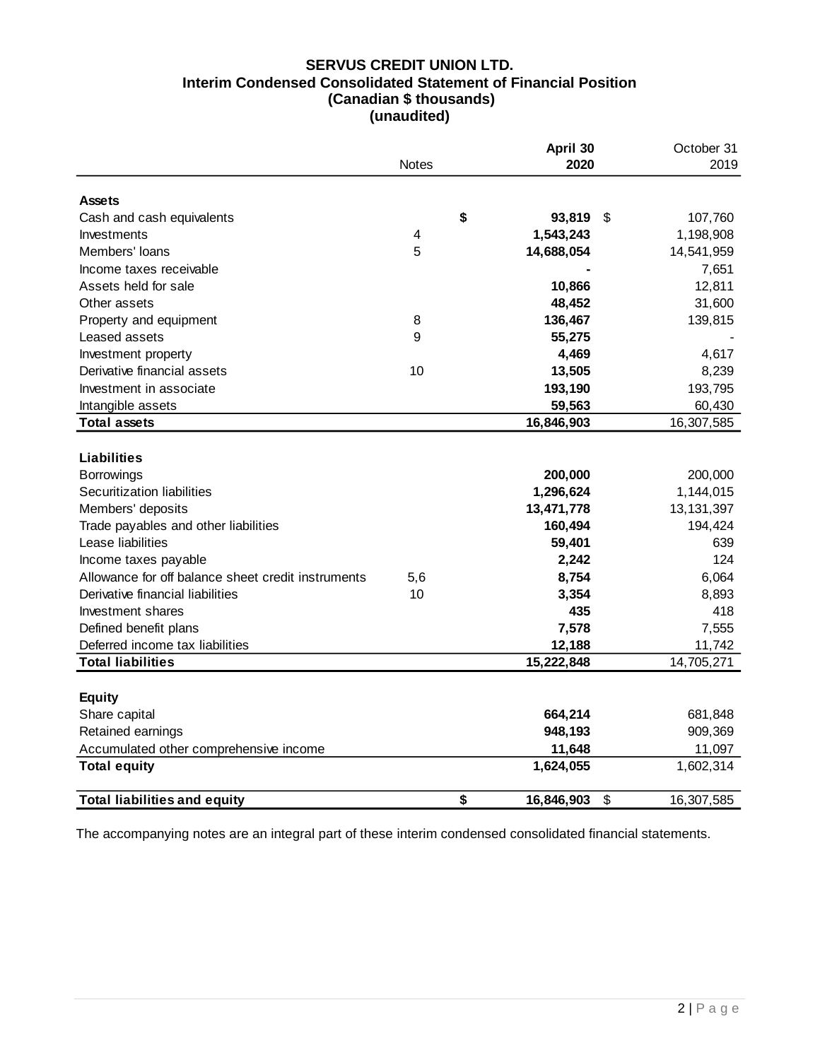# SERVUS CREDIT UNION LTD.
## Interim Condensed Consolidated Statement of Financial Position
### (Canadian $ thousands)
### (unaudited)

| | Notes | April 30 2020 | October 31 2019 |
|---|---|---|---|
| **Assets** | | | |
| Cash and cash equivalents | | **$ 93,819** | $ 107,760 |
| Investments | 4 | **1,543,243** | 1,198,908 |
| Members' loans | 5 | **14,688,054** | 14,541,959 |
| Income taxes receivable | | **-** | 7,651 |
| Assets held for sale | | **10,866** | 12,811 |
| Other assets | | **48,452** | 31,600 |
| Property and equipment | 8 | **136,467** | 139,815 |
| Leased assets | 9 | **55,275** | - |
| Investment property | | **4,469** | 4,617 |
| Derivative financial assets | 10 | **13,505** | 8,239 |
| Investment in associate | | **193,190** | 193,795 |
| Intangible assets | | **59,563** | 60,430 |
| **Total assets** | | **16,846,903** | 16,307,585 |
| **Liabilities** | | | |
| Borrowings | | **200,000** | 200,000 |
| Securitization liabilities | | **1,296,624** | 1,144,015 |
| Members' deposits | | **13,471,778** | 13,131,397 |
| Trade payables and other liabilities | | **160,494** | 194,424 |
| Lease liabilities | | **59,401** | 639 |
| Income taxes payable | | **2,242** | 124 |
| Allowance for off balance sheet credit instruments | 5,6 | **8,754** | 6,064 |
| Derivative financial liabilities | 10 | **3,354** | 8,893 |
| Investment shares | | **435** | 418 |
| Defined benefit plans | | **7,578** | 7,555 |
| Deferred income tax liabilities | | **12,188** | 11,742 |
| **Total liabilities** | | **15,222,848** | 14,705,271 |
| **Equity** | | | |
| Share capital | | **664,214** | 681,848 |
| Retained earnings | | **948,193** | 909,369 |
| Accumulated other comprehensive income | | **11,648** | 11,097 |
| **Total equity** | | **1,624,055** | 1,602,314 |
| **Total liabilities and equity** | | **$ 16,846,903** | $ 16,307,585 |

The accompanying notes are an integral part of these interim condensed consolidated financial statements.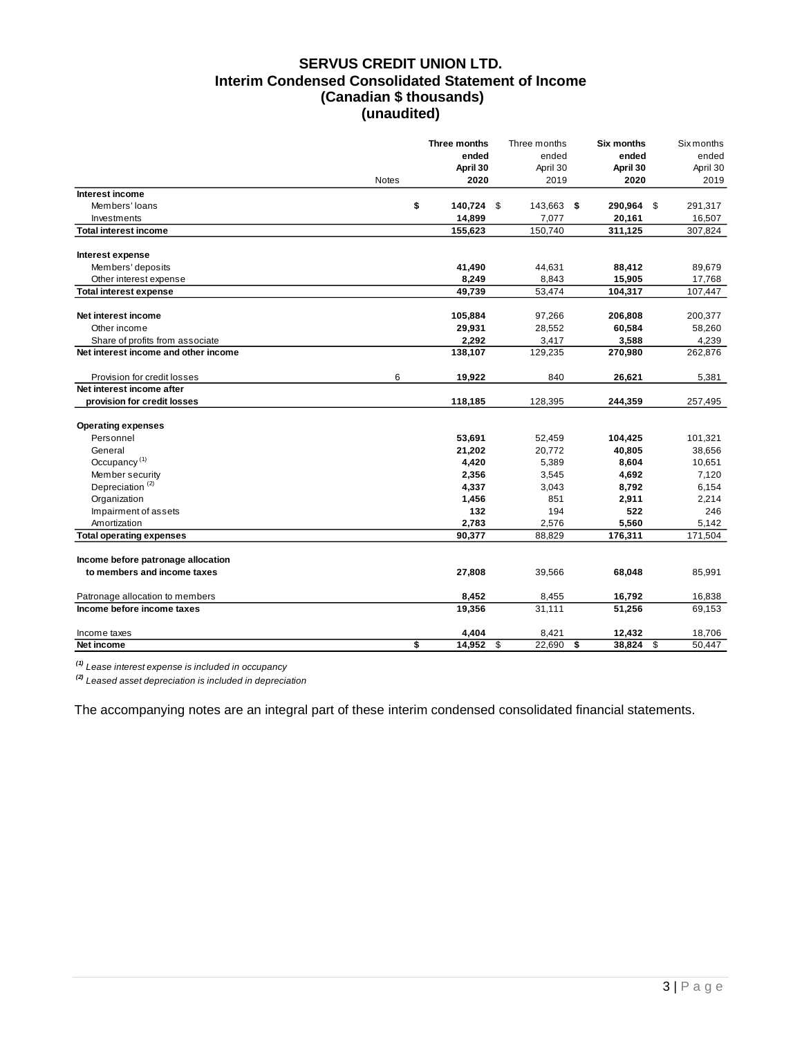# SERVUS CREDIT UNION LTD.
## Interim Condensed Consolidated Statement of Income
### (Canadian $ thousands)
### (unaudited)

| | Notes | **Three months ended April 30 2020** | Three months ended April 30 2019 | **Six months ended April 30 2020** | Six months ended April 30 2019 |
|---|---|---|---|---|---|
| **Interest income** | | | | | |
| Members' loans | | **$ 140,724** | $ 143,663 | **$ 290,964** | $ 291,317 |
| Investments | | **14,899** | 7,077 | **20,161** | 16,507 |
| **Total interest income** | | **155,623** | 150,740 | **311,125** | 307,824 |
| | | | | | |
| **Interest expense** | | | | | |
| Members' deposits | | **41,490** | 44,631 | **88,412** | 89,679 |
| Other interest expense | | **8,249** | 8,843 | **15,905** | 17,768 |
| **Total interest expense** | | **49,739** | 53,474 | **104,317** | 107,447 |
| | | | | | |
| **Net interest income** | | **105,884** | 97,266 | **206,808** | 200,377 |
| Other income | | **29,931** | 28,552 | **60,584** | 58,260 |
| Share of profits from associate | | **2,292** | 3,417 | **3,588** | 4,239 |
| **Net interest income and other income** | | **138,107** | 129,235 | **270,980** | 262,876 |
| | | | | | |
| Provision for credit losses | 6 | **19,922** | 840 | **26,621** | 5,381 |
| **Net interest income after provision for credit losses** | | **118,185** | 128,395 | **244,359** | 257,495 |
| | | | | | |
| **Operating expenses** | | | | | |
| Personnel | | **53,691** | 52,459 | **104,425** | 101,321 |
| General | | **21,202** | 20,772 | **40,805** | 38,656 |
| Occupancy [(1)] | | **4,420** | 5,389 | **8,604** | 10,651 |
| Member security | | **2,356** | 3,545 | **4,692** | 7,120 |
| Depreciation [(2)] | | **4,337** | 3,043 | **8,792** | 6,154 |
| Organization | | **1,456** | 851 | **2,911** | 2,214 |
| Impairment of assets | | **132** | 194 | **522** | 246 |
| Amortization | | **2,783** | 2,576 | **5,560** | 5,142 |
| **Total operating expenses** | | **90,377** | 88,829 | **176,311** | 171,504 |
| | | | | | |
| **Income before patronage allocation to members and income taxes** | | **27,808** | 39,566 | **68,048** | 85,991 |
| | | | | | |
| Patronage allocation to members | | **8,452** | 8,455 | **16,792** | 16,838 |
| **Income before income taxes** | | **19,356** | 31,111 | **51,256** | 69,153 |
| | | | | | |
| Income taxes | | **4,404** | 8,421 | **12,432** | 18,706 |
| **Net income** | | **$ 14,952** | $ 22,690 | **$ 38,824** | $ 50,447 |

*[(1)] Lease interest expense is included in occupancy*

*[(2)] Leased asset depreciation is included in depreciation*

The accompanying notes are an integral part of these interim condensed consolidated financial statements.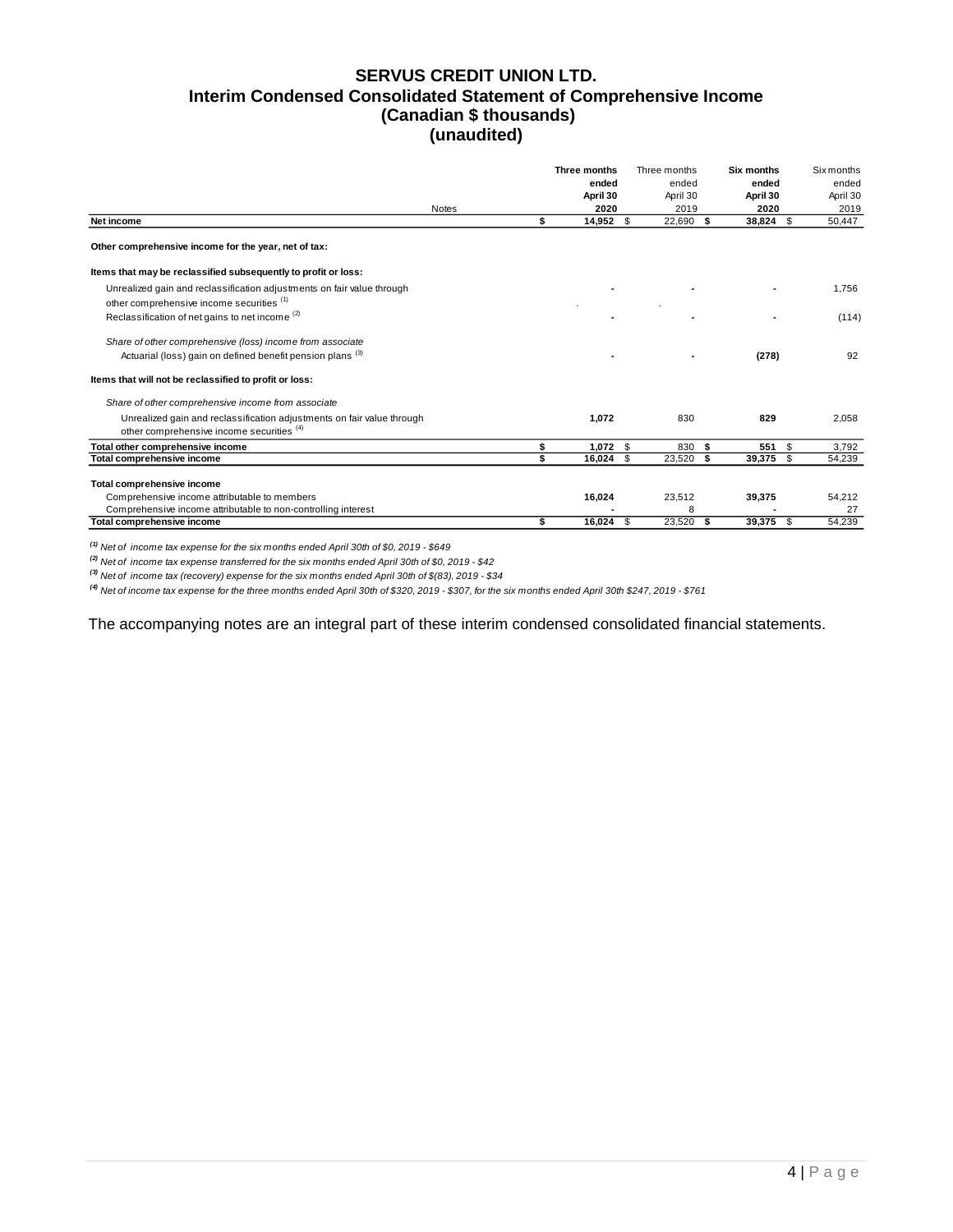# SERVUS CREDIT UNION LTD.
## Interim Condensed Consolidated Statement of Comprehensive Income
### (Canadian $ thousands)
### (unaudited)

| | Notes | Three months ended April 30 2020 | Three months ended April 30 2019 | Six months ended April 30 2020 | Six months ended April 30 2019 |
|---|---|---|---|---|---|
| **Net income** | | **$ 14,952** | $ 22,690 | **$ 38,824** | $ 50,447 |
| **Other comprehensive income for the year, net of tax:** | | | | | |
| **Items that may be reclassified subsequently to profit or loss:** | | | | | |
| Unrealized gain and reclassification adjustments on fair value through other comprehensive income securities [1] | | **-** | - | **-** | 1,756 |
| Reclassification of net gains to net income [2] | | **-** | - | **-** | (114) |
| *Share of other comprehensive (loss) income from associate* | | | | | |
| Actuarial (loss) gain on defined benefit pension plans [3] | | **-** | - | **(278)** | 92 |
| **Items that will not be reclassified to profit or loss:** | | | | | |
| *Share of other comprehensive income from associate* | | | | | |
| Unrealized gain and reclassification adjustments on fair value through other comprehensive income securities [4] | | **1,072** | 830 | **829** | 2,058 |
| **Total other comprehensive income** | | **$ 1,072** | $ 830 | **$ 551** | $ 3,792 |
| **Total comprehensive income** | | **$ 16,024** | $ 23,520 | **$ 39,375** | $ 54,239 |
| **Total comprehensive income** | | | | | |
| Comprehensive income attributable to members | | **16,024** | 23,512 | **39,375** | 54,212 |
| Comprehensive income attributable to non-controlling interest | | **-** | 8 | **-** | 27 |
| **Total comprehensive income** | | **$ 16,024** | $ 23,520 | **$ 39,375** | $ 54,239 |

*[1] Net of income tax expense for the six months ended April 30th of $0, 2019 - $649*

*[2] Net of income tax expense transferred for the six months ended April 30th of $0, 2019 - $42*

*[3] Net of income tax (recovery) expense for the six months ended April 30th of $(83), 2019 - $34*

*[4] Net of income tax expense for the three months ended April 30th of $320, 2019 - $307, for the six months ended April 30th $247, 2019 - $761*

The accompanying notes are an integral part of these interim condensed consolidated financial statements.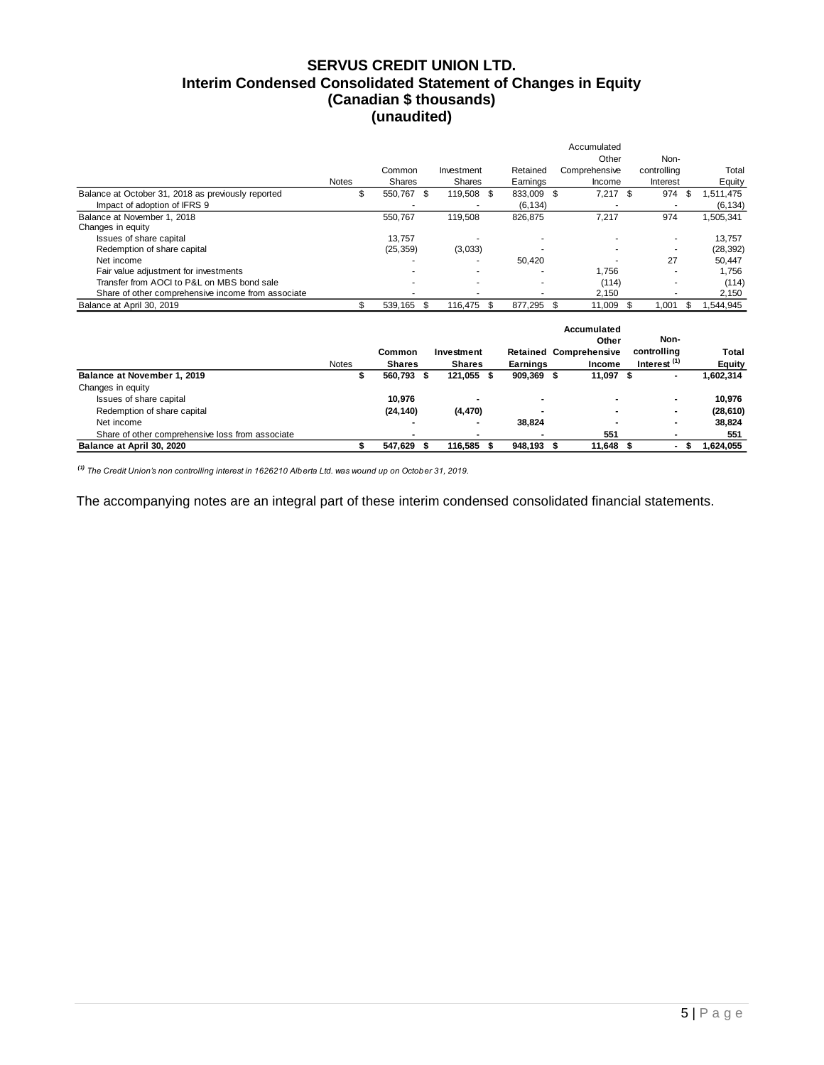# SERVUS CREDIT UNION LTD.
## Interim Condensed Consolidated Statement of Changes in Equity
## (Canadian $ thousands)
## (unaudited)

| | Notes | Common Shares | Investment Shares | Retained Earnings | Accumulated Other Comprehensive Income | Non-controlling Interest | Total Equity |
|---|---|---|---|---|---|---|---|
| Balance at October 31, 2018 as previously reported | | $ 550,767 | $ 119,508 | $ 833,009 | $ 7,217 | $ 974 | $ 1,511,475 |
| Impact of adoption of IFRS 9 | | - | - | (6,134) | - | - | (6,134) |
| Balance at November 1, 2018 | | 550,767 | 119,508 | 826,875 | 7,217 | 974 | 1,505,341 |
| Changes in equity | | | | | | | |
| Issues of share capital | | 13,757 | - | - | - | - | 13,757 |
| Redemption of share capital | | (25,359) | (3,033) | - | - | - | (28,392) |
| Net income | | - | - | 50,420 | - | 27 | 50,447 |
| Fair value adjustment for investments | | - | - | - | 1,756 | - | 1,756 |
| Transfer from AOCI to P&L on MBS bond sale | | - | - | - | (114) | - | (114) |
| Share of other comprehensive income from associate | | - | - | - | 2,150 | - | 2,150 |
| Balance at April 30, 2019 | | $ 539,165 | $ 116,475 | $ 877,295 | $ 11,009 | $ 1,001 | $ 1,544,945 |

| | Notes | **Common Shares** | **Investment Shares** | **Retained Earnings** | **Accumulated Other Comprehensive Income** | **Non-controlling Interest (1)** | **Total Equity** |
|---|---|---|---|---|---|---|---|
| **Balance at November 1, 2019** | | **$ 560,793** | **$ 121,055** | **$ 909,369** | **$ 11,097** | **$ -** | **1,602,314** |
| Changes in equity | | | | | | | |
| Issues of share capital | | **10,976** | **-** | **-** | **-** | **-** | **10,976** |
| Redemption of share capital | | **(24,140)** | **(4,470)** | **-** | **-** | **-** | **(28,610)** |
| Net income | | **-** | **-** | **38,824** | **-** | **-** | **38,824** |
| Share of other comprehensive loss from associate | | **-** | **-** | **-** | **551** | **-** | **551** |
| **Balance at April 30, 2020** | | **$ 547,629** | **$ 116,585** | **$ 948,193** | **$ 11,648** | **$ -** | **$ 1,624,055** |

*(1) The Credit Union's non controlling interest in 1626210 Alberta Ltd. was wound up on October 31, 2019.*

The accompanying notes are an integral part of these interim condensed consolidated financial statements.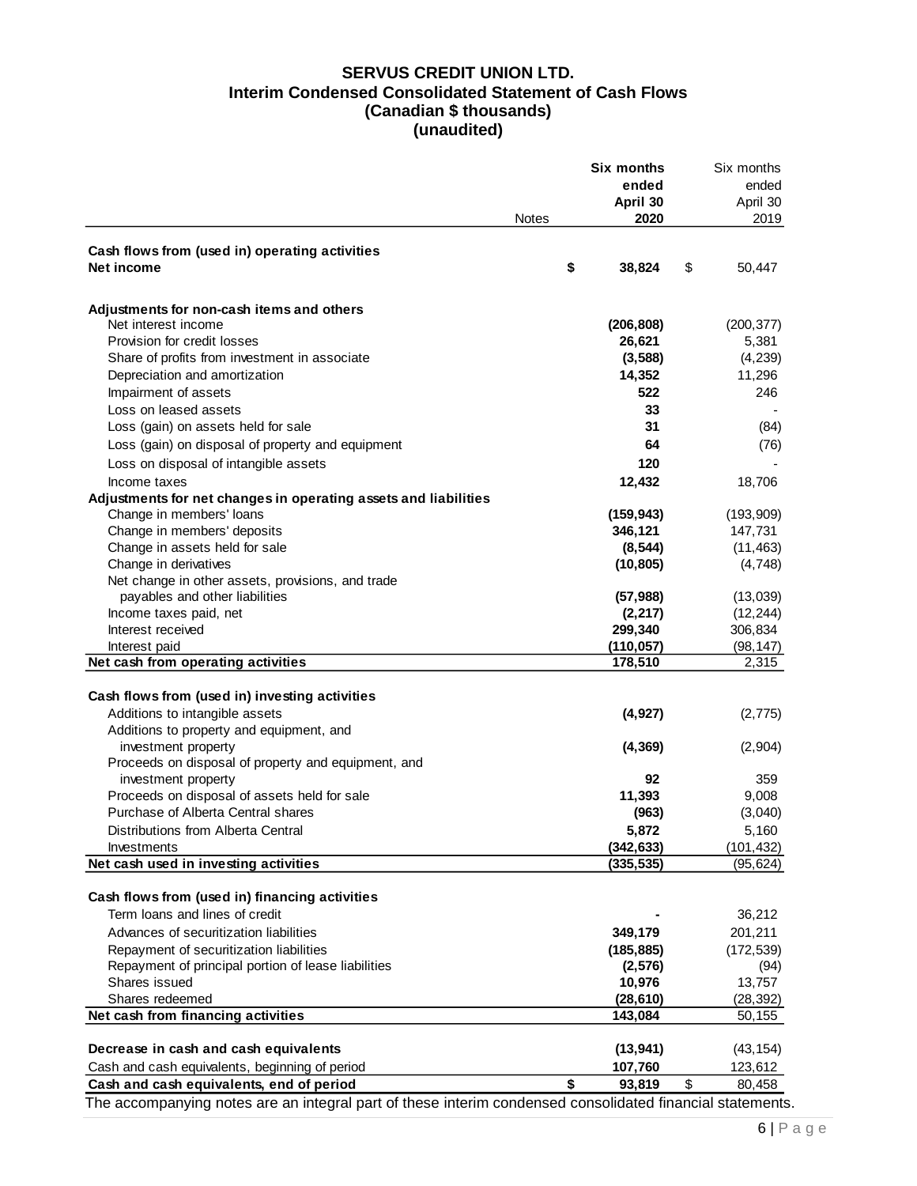# SERVUS CREDIT UNION LTD.
## Interim Condensed Consolidated Statement of Cash Flows
### (Canadian $ thousands)
### (unaudited)

| | Notes | **Six months ended April 30 2020** | Six months ended April 30 2019 |
|---|---|---|---|
| **Cash flows from (used in) operating activities** | | | |
| **Net income** | | **$ 38,824** | $ 50,447 |
| | | | |
| **Adjustments for non-cash items and others** | | | |
| Net interest income | | **(206,808)** | (200,377) |
| Provision for credit losses | | **26,621** | 5,381 |
| Share of profits from investment in associate | | **(3,588)** | (4,239) |
| Depreciation and amortization | | **14,352** | 11,296 |
| Impairment of assets | | **522** | 246 |
| Loss on leased assets | | **33** | - |
| Loss (gain) on assets held for sale | | **31** | (84) |
| Loss (gain) on disposal of property and equipment | | **64** | (76) |
| Loss on disposal of intangible assets | | **120** | - |
| Income taxes | | **12,432** | 18,706 |
| **Adjustments for net changes in operating assets and liabilities** | | | |
| Change in members' loans | | **(159,943)** | (193,909) |
| Change in members' deposits | | **346,121** | 147,731 |
| Change in assets held for sale | | **(8,544)** | (11,463) |
| Change in derivatives | | **(10,805)** | (4,748) |
| Net change in other assets, provisions, and trade payables and other liabilities | | **(57,988)** | (13,039) |
| Income taxes paid, net | | **(2,217)** | (12,244) |
| Interest received | | **299,340** | 306,834 |
| Interest paid | | **(110,057)** | (98,147) |
| **Net cash from operating activities** | | **178,510** | 2,315 |
| | | | |
| **Cash flows from (used in) investing activities** | | | |
| Additions to intangible assets | | **(4,927)** | (2,775) |
| Additions to property and equipment, and investment property | | **(4,369)** | (2,904) |
| Proceeds on disposal of property and equipment, and investment property | | **92** | 359 |
| Proceeds on disposal of assets held for sale | | **11,393** | 9,008 |
| Purchase of Alberta Central shares | | **(963)** | (3,040) |
| Distributions from Alberta Central | | **5,872** | 5,160 |
| Investments | | **(342,633)** | (101,432) |
| **Net cash used in investing activities** | | **(335,535)** | (95,624) |
| | | | |
| **Cash flows from (used in) financing activities** | | | |
| Term loans and lines of credit | | **-** | 36,212 |
| Advances of securitization liabilities | | **349,179** | 201,211 |
| Repayment of securitization liabilities | | **(185,885)** | (172,539) |
| Repayment of principal portion of lease liabilities | | **(2,576)** | (94) |
| Shares issued | | **10,976** | 13,757 |
| Shares redeemed | | **(28,610)** | (28,392) |
| **Net cash from financing activities** | | **143,084** | 50,155 |
| | | | |
| **Decrease in cash and cash equivalents** | | **(13,941)** | (43,154) |
| Cash and cash equivalents, beginning of period | | **107,760** | 123,612 |
| **Cash and cash equivalents, end of period** | | **$ 93,819** | $ 80,458 |

The accompanying notes are an integral part of these interim condensed consolidated financial statements.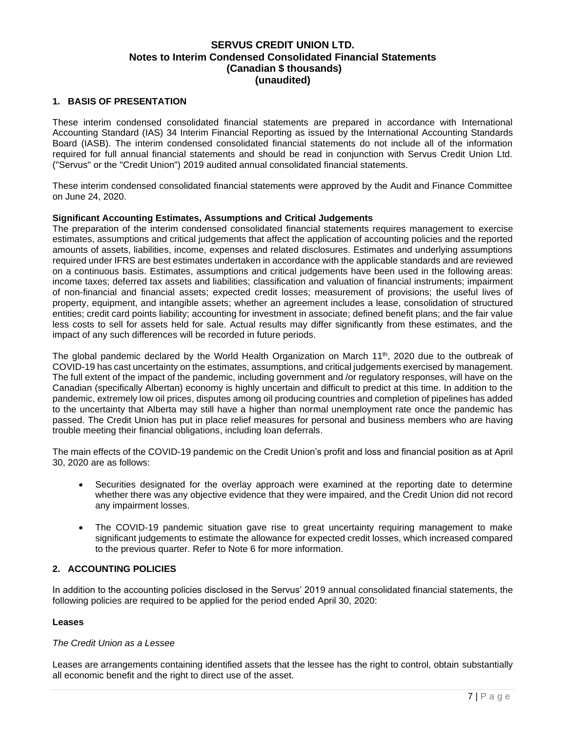**SERVUS CREDIT UNION LTD.**
**Notes to Interim Condensed Consolidated Financial Statements**
**(Canadian $ thousands)**
**(unaudited)**

## 1. BASIS OF PRESENTATION

These interim condensed consolidated financial statements are prepared in accordance with International Accounting Standard (IAS) 34 Interim Financial Reporting as issued by the International Accounting Standards Board (IASB). The interim condensed consolidated financial statements do not include all of the information required for full annual financial statements and should be read in conjunction with Servus Credit Union Ltd. ("Servus" or the "Credit Union") 2019 audited annual consolidated financial statements.

These interim condensed consolidated financial statements were approved by the Audit and Finance Committee on June 24, 2020.

**Significant Accounting Estimates, Assumptions and Critical Judgements**

The preparation of the interim condensed consolidated financial statements requires management to exercise estimates, assumptions and critical judgements that affect the application of accounting policies and the reported amounts of assets, liabilities, income, expenses and related disclosures. Estimates and underlying assumptions required under IFRS are best estimates undertaken in accordance with the applicable standards and are reviewed on a continuous basis. Estimates, assumptions and critical judgements have been used in the following areas: income taxes; deferred tax assets and liabilities; classification and valuation of financial instruments; impairment of non-financial and financial assets; expected credit losses; measurement of provisions; the useful lives of property, equipment, and intangible assets; whether an agreement includes a lease, consolidation of structured entities; credit card points liability; accounting for investment in associate; defined benefit plans; and the fair value less costs to sell for assets held for sale. Actual results may differ significantly from these estimates, and the impact of any such differences will be recorded in future periods.

The global pandemic declared by the World Health Organization on March 11th, 2020 due to the outbreak of COVID-19 has cast uncertainty on the estimates, assumptions, and critical judgements exercised by management. The full extent of the impact of the pandemic, including government and /or regulatory responses, will have on the Canadian (specifically Albertan) economy is highly uncertain and difficult to predict at this time. In addition to the pandemic, extremely low oil prices, disputes among oil producing countries and completion of pipelines has added to the uncertainty that Alberta may still have a higher than normal unemployment rate once the pandemic has passed. The Credit Union has put in place relief measures for personal and business members who are having trouble meeting their financial obligations, including loan deferrals.

The main effects of the COVID-19 pandemic on the Credit Union's profit and loss and financial position as at April 30, 2020 are as follows:

- Securities designated for the overlay approach were examined at the reporting date to determine whether there was any objective evidence that they were impaired, and the Credit Union did not record any impairment losses.
- The COVID-19 pandemic situation gave rise to great uncertainty requiring management to make significant judgements to estimate the allowance for expected credit losses, which increased compared to the previous quarter. Refer to Note 6 for more information.

## 2. ACCOUNTING POLICIES

In addition to the accounting policies disclosed in the Servus' 2019 annual consolidated financial statements, the following policies are required to be applied for the period ended April 30, 2020:

**Leases**

*The Credit Union as a Lessee*

Leases are arrangements containing identified assets that the lessee has the right to control, obtain substantially all economic benefit and the right to direct use of the asset.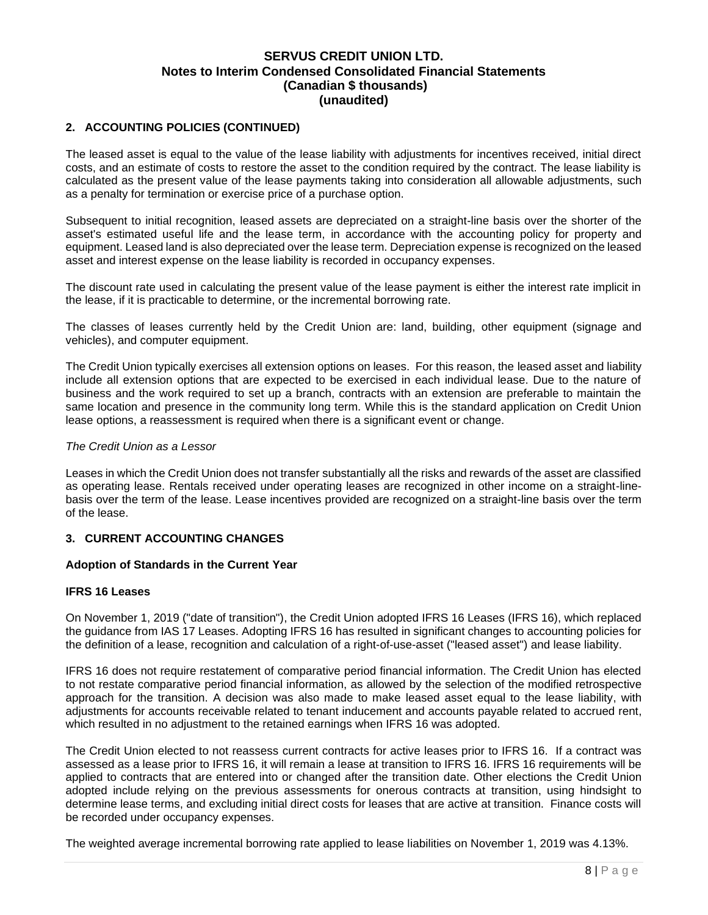## 2. ACCOUNTING POLICIES (CONTINUED)

The leased asset is equal to the value of the lease liability with adjustments for incentives received, initial direct costs, and an estimate of costs to restore the asset to the condition required by the contract. The lease liability is calculated as the present value of the lease payments taking into consideration all allowable adjustments, such as a penalty for termination or exercise price of a purchase option.

Subsequent to initial recognition, leased assets are depreciated on a straight-line basis over the shorter of the asset's estimated useful life and the lease term, in accordance with the accounting policy for property and equipment. Leased land is also depreciated over the lease term. Depreciation expense is recognized on the leased asset and interest expense on the lease liability is recorded in occupancy expenses.

The discount rate used in calculating the present value of the lease payment is either the interest rate implicit in the lease, if it is practicable to determine, or the incremental borrowing rate.

The classes of leases currently held by the Credit Union are: land, building, other equipment (signage and vehicles), and computer equipment.

The Credit Union typically exercises all extension options on leases. For this reason, the leased asset and liability include all extension options that are expected to be exercised in each individual lease. Due to the nature of business and the work required to set up a branch, contracts with an extension are preferable to maintain the same location and presence in the community long term. While this is the standard application on Credit Union lease options, a reassessment is required when there is a significant event or change.

*The Credit Union as a Lessor*

Leases in which the Credit Union does not transfer substantially all the risks and rewards of the asset are classified as operating lease. Rentals received under operating leases are recognized in other income on a straight-line-basis over the term of the lease. Lease incentives provided are recognized on a straight-line basis over the term of the lease.

## 3. CURRENT ACCOUNTING CHANGES

### Adoption of Standards in the Current Year

### IFRS 16 Leases

On November 1, 2019 ("date of transition"), the Credit Union adopted IFRS 16 Leases (IFRS 16), which replaced the guidance from IAS 17 Leases. Adopting IFRS 16 has resulted in significant changes to accounting policies for the definition of a lease, recognition and calculation of a right-of-use-asset ("leased asset") and lease liability.

IFRS 16 does not require restatement of comparative period financial information. The Credit Union has elected to not restate comparative period financial information, as allowed by the selection of the modified retrospective approach for the transition. A decision was also made to make leased asset equal to the lease liability, with adjustments for accounts receivable related to tenant inducement and accounts payable related to accrued rent, which resulted in no adjustment to the retained earnings when IFRS 16 was adopted.

The Credit Union elected to not reassess current contracts for active leases prior to IFRS 16. If a contract was assessed as a lease prior to IFRS 16, it will remain a lease at transition to IFRS 16. IFRS 16 requirements will be applied to contracts that are entered into or changed after the transition date. Other elections the Credit Union adopted include relying on the previous assessments for onerous contracts at transition, using hindsight to determine lease terms, and excluding initial direct costs for leases that are active at transition. Finance costs will be recorded under occupancy expenses.

The weighted average incremental borrowing rate applied to lease liabilities on November 1, 2019 was 4.13%.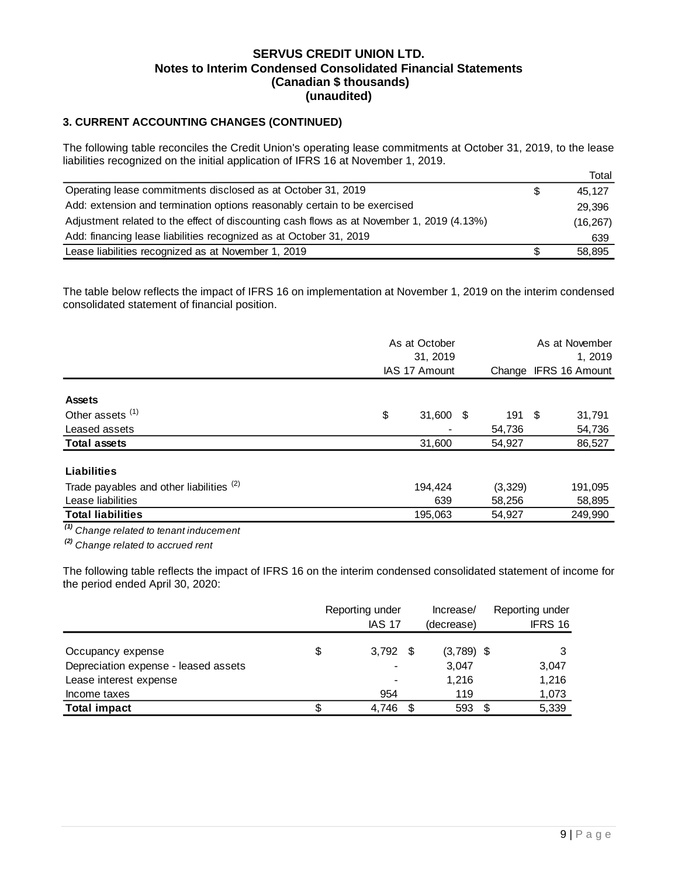**SERVUS CREDIT UNION LTD.**
**Notes to Interim Condensed Consolidated Financial Statements**
**(Canadian $ thousands)**
**(unaudited)**

### 3. CURRENT ACCOUNTING CHANGES (CONTINUED)

The following table reconciles the Credit Union's operating lease commitments at October 31, 2019, to the lease liabilities recognized on the initial application of IFRS 16 at November 1, 2019.

| | Total |
|---|---|
| Operating lease commitments disclosed as at October 31, 2019 | $ 45,127 |
| Add: extension and termination options reasonably certain to be exercised | 29,396 |
| Adjustment related to the effect of discounting cash flows as at November 1, 2019 (4.13%) | (16,267) |
| Add: financing lease liabilities recognized as at October 31, 2019 | 639 |
| Lease liabilities recognized as at November 1, 2019 | $ 58,895 |

The table below reflects the impact of IFRS 16 on implementation at November 1, 2019 on the interim condensed consolidated statement of financial position.

| | As at October 31, 2019 IAS 17 Amount | Change | As at November 1, 2019 IFRS 16 Amount |
|---|---|---|---|
| **Assets** | | | |
| Other assets [(1)] | $ 31,600 | $ 191 | $ 31,791 |
| Leased assets | - | 54,736 | 54,736 |
| **Total assets** | 31,600 | 54,927 | 86,527 |
| **Liabilities** | | | |
| Trade payables and other liabilities [(2)] | 194,424 | (3,329) | 191,095 |
| Lease liabilities | 639 | 58,256 | 58,895 |
| **Total liabilities** | 195,063 | 54,927 | 249,990 |

*[(1)] Change related to tenant inducement*

*[(2)] Change related to accrued rent*

The following table reflects the impact of IFRS 16 on the interim condensed consolidated statement of income for the period ended April 30, 2020:

| | Reporting under IAS 17 | Increase/ (decrease) | Reporting under IFRS 16 |
|---|---|---|---|
| Occupancy expense | $ 3,792 | $ (3,789) | $ 3 |
| Depreciation expense - leased assets | - | 3,047 | 3,047 |
| Lease interest expense | - | 1,216 | 1,216 |
| Income taxes | 954 | 119 | 1,073 |
| **Total impact** | $ 4,746 | $ 593 | $ 5,339 |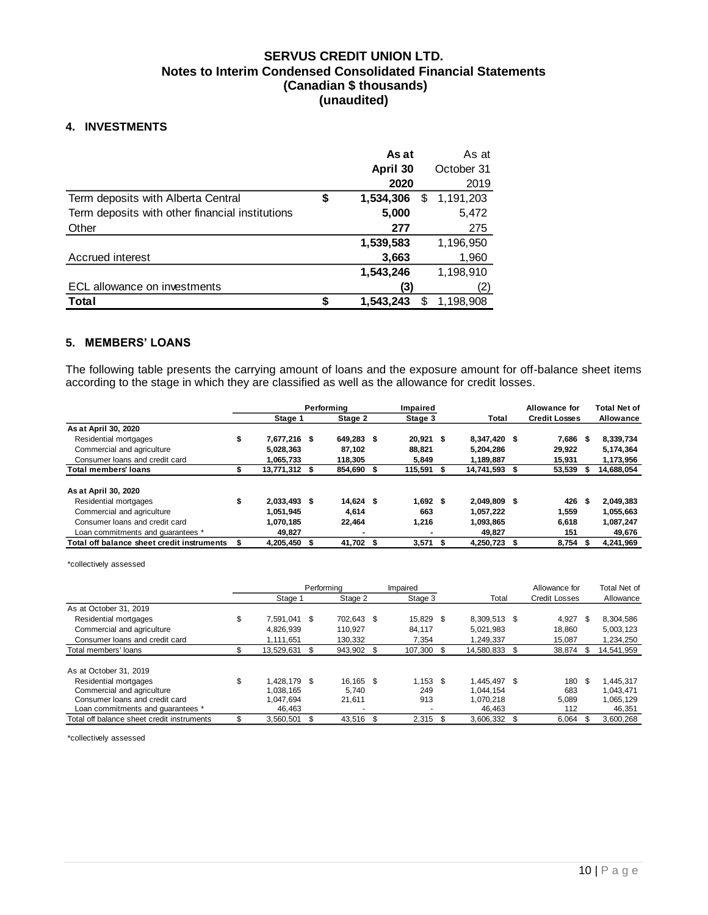**SERVUS CREDIT UNION LTD.**
**Notes to Interim Condensed Consolidated Financial Statements**
**(Canadian $ thousands)**
**(unaudited)**

## 4. INVESTMENTS

| | As at April 30 2020 | As at October 31 2019 |
|---|---|---|
| Term deposits with Alberta Central | $ 1,534,306 | $ 1,191,203 |
| Term deposits with other financial institutions | 5,000 | 5,472 |
| Other | 277 | 275 |
| | 1,539,583 | 1,196,950 |
| Accrued interest | 3,663 | 1,960 |
| | 1,543,246 | 1,198,910 |
| ECL allowance on investments | (3) | (2) |
| **Total** | **$ 1,543,243** | **$ 1,198,908** |

## 5. MEMBERS' LOANS

The following table presents the carrying amount of loans and the exposure amount for off-balance sheet items according to the stage in which they are classified as well as the allowance for credit losses.

| | Performing | | Impaired | | Allowance for | Total Net of |
|---|---|---|---|---|---|---|
| | Stage 1 | Stage 2 | Stage 3 | Total | Credit Losses | Allowance |
| **As at April 30, 2020** | | | | | | |
| Residential mortgages | $ 7,677,216 | $ 649,283 | $ 20,921 | $ 8,347,420 | $ 7,686 | $ 8,339,734 |
| Commercial and agriculture | 5,028,363 | 87,102 | 88,821 | 5,204,286 | 29,922 | 5,174,364 |
| Consumer loans and credit card | 1,065,733 | 118,305 | 5,849 | 1,189,887 | 15,931 | 1,173,956 |
| **Total members' loans** | **$ 13,771,312** | **$ 854,690** | **$ 115,591** | **$ 14,741,593** | **$ 53,539** | **$ 14,688,054** |
| | | | | | | |
| **As at April 30, 2020** | | | | | | |
| Residential mortgages | $ 2,033,493 | $ 14,624 | $ 1,692 | $ 2,049,809 | $ 426 | $ 2,049,383 |
| Commercial and agriculture | 1,051,945 | 4,614 | 663 | 1,057,222 | 1,559 | 1,055,663 |
| Consumer loans and credit card | 1,070,185 | 22,464 | 1,216 | 1,093,865 | 6,618 | 1,087,247 |
| Loan commitments and guarantees * | 49,827 | - | - | 49,827 | 151 | 49,676 |
| **Total off balance sheet credit instruments** | **$ 4,205,450** | **$ 41,702** | **$ 3,571** | **$ 4,250,723** | **$ 8,754** | **$ 4,241,969** |

*collectively assessed

| | Performing | | Impaired | | Allowance for | Total Net of |
|---|---|---|---|---|---|---|
| | Stage 1 | Stage 2 | Stage 3 | Total | Credit Losses | Allowance |
| As at October 31, 2019 | | | | | | |
| Residential mortgages | $ 7,591,041 | $ 702,643 | $ 15,829 | $ 8,309,513 | $ 4,927 | $ 8,304,586 |
| Commercial and agriculture | 4,826,939 | 110,927 | 84,117 | 5,021,983 | 18,860 | 5,003,123 |
| Consumer loans and credit card | 1,111,651 | 130,332 | 7,354 | 1,249,337 | 15,087 | 1,234,250 |
| Total members' loans | $ 13,529,631 | $ 943,902 | $ 107,300 | $ 14,580,833 | $ 38,874 | $ 14,541,959 |
| | | | | | | |
| As at October 31, 2019 | | | | | | |
| Residential mortgages | $ 1,428,179 | $ 16,165 | $ 1,153 | $ 1,445,497 | $ 180 | $ 1,445,317 |
| Commercial and agriculture | 1,038,165 | 5,740 | 249 | 1,044,154 | 683 | 1,043,471 |
| Consumer loans and credit card | 1,047,694 | 21,611 | 913 | 1,070,218 | 5,089 | 1,065,129 |
| Loan commitments and guarantees * | 46,463 | - | - | 46,463 | 112 | 46,351 |
| Total off balance sheet credit instruments | $ 3,560,501 | $ 43,516 | $ 2,315 | $ 3,606,332 | $ 6,064 | $ 3,600,268 |

*collectively assessed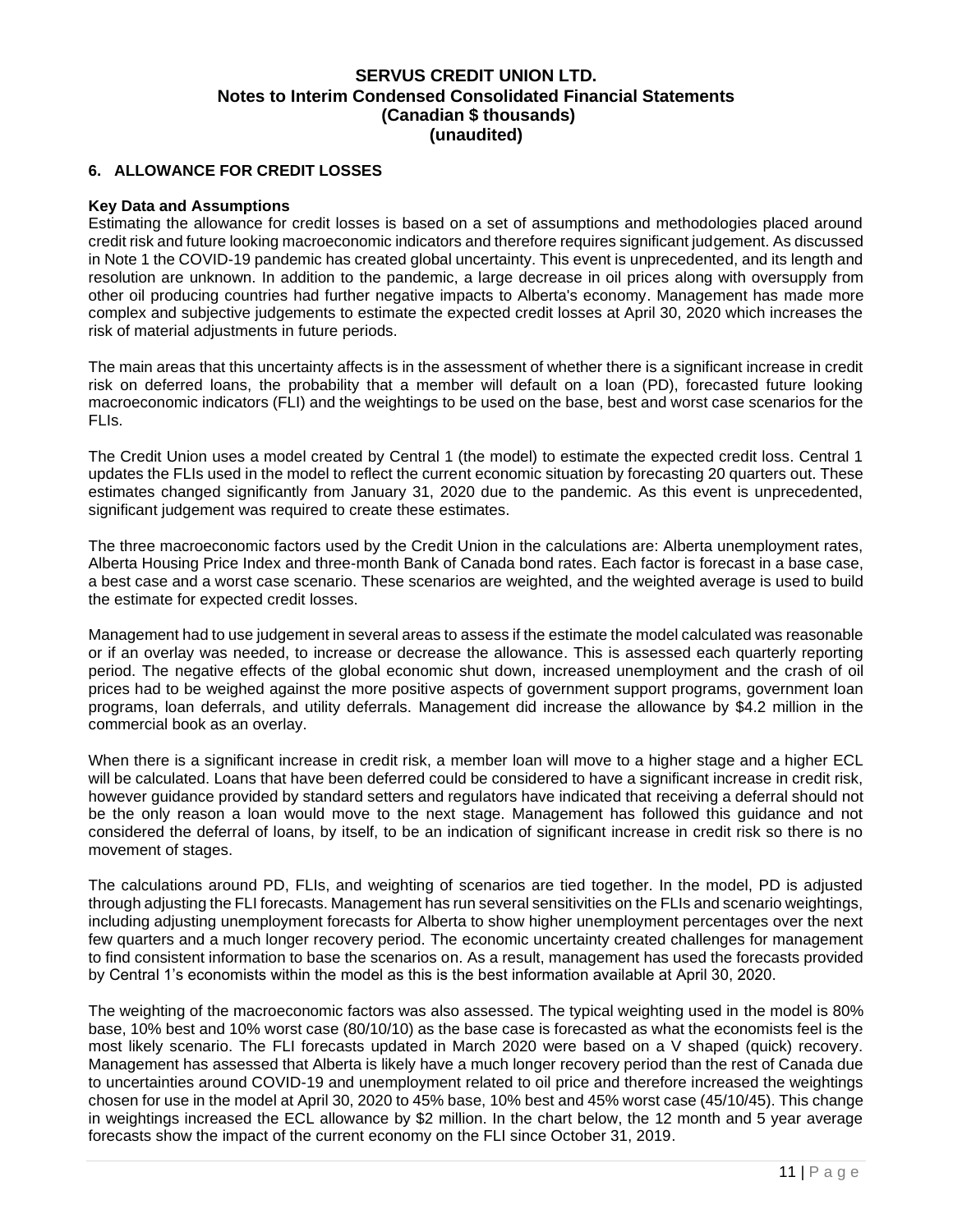## 6. ALLOWANCE FOR CREDIT LOSSES

**Key Data and Assumptions**

Estimating the allowance for credit losses is based on a set of assumptions and methodologies placed around credit risk and future looking macroeconomic indicators and therefore requires significant judgement. As discussed in Note 1 the COVID-19 pandemic has created global uncertainty. This event is unprecedented, and its length and resolution are unknown. In addition to the pandemic, a large decrease in oil prices along with oversupply from other oil producing countries had further negative impacts to Alberta's economy. Management has made more complex and subjective judgements to estimate the expected credit losses at April 30, 2020 which increases the risk of material adjustments in future periods.

The main areas that this uncertainty affects is in the assessment of whether there is a significant increase in credit risk on deferred loans, the probability that a member will default on a loan (PD), forecasted future looking macroeconomic indicators (FLI) and the weightings to be used on the base, best and worst case scenarios for the FLIs.

The Credit Union uses a model created by Central 1 (the model) to estimate the expected credit loss. Central 1 updates the FLIs used in the model to reflect the current economic situation by forecasting 20 quarters out. These estimates changed significantly from January 31, 2020 due to the pandemic. As this event is unprecedented, significant judgement was required to create these estimates.

The three macroeconomic factors used by the Credit Union in the calculations are: Alberta unemployment rates, Alberta Housing Price Index and three-month Bank of Canada bond rates. Each factor is forecast in a base case, a best case and a worst case scenario. These scenarios are weighted, and the weighted average is used to build the estimate for expected credit losses.

Management had to use judgement in several areas to assess if the estimate the model calculated was reasonable or if an overlay was needed, to increase or decrease the allowance. This is assessed each quarterly reporting period. The negative effects of the global economic shut down, increased unemployment and the crash of oil prices had to be weighed against the more positive aspects of government support programs, government loan programs, loan deferrals, and utility deferrals. Management did increase the allowance by $4.2 million in the commercial book as an overlay.

When there is a significant increase in credit risk, a member loan will move to a higher stage and a higher ECL will be calculated. Loans that have been deferred could be considered to have a significant increase in credit risk, however guidance provided by standard setters and regulators have indicated that receiving a deferral should not be the only reason a loan would move to the next stage. Management has followed this guidance and not considered the deferral of loans, by itself, to be an indication of significant increase in credit risk so there is no movement of stages.

The calculations around PD, FLIs, and weighting of scenarios are tied together. In the model, PD is adjusted through adjusting the FLI forecasts. Management has run several sensitivities on the FLIs and scenario weightings, including adjusting unemployment forecasts for Alberta to show higher unemployment percentages over the next few quarters and a much longer recovery period. The economic uncertainty created challenges for management to find consistent information to base the scenarios on. As a result, management has used the forecasts provided by Central 1's economists within the model as this is the best information available at April 30, 2020.

The weighting of the macroeconomic factors was also assessed. The typical weighting used in the model is 80% base, 10% best and 10% worst case (80/10/10) as the base case is forecasted as what the economists feel is the most likely scenario. The FLI forecasts updated in March 2020 were based on a V shaped (quick) recovery. Management has assessed that Alberta is likely have a much longer recovery period than the rest of Canada due to uncertainties around COVID-19 and unemployment related to oil price and therefore increased the weightings chosen for use in the model at April 30, 2020 to 45% base, 10% best and 45% worst case (45/10/45). This change in weightings increased the ECL allowance by $2 million. In the chart below, the 12 month and 5 year average forecasts show the impact of the current economy on the FLI since October 31, 2019.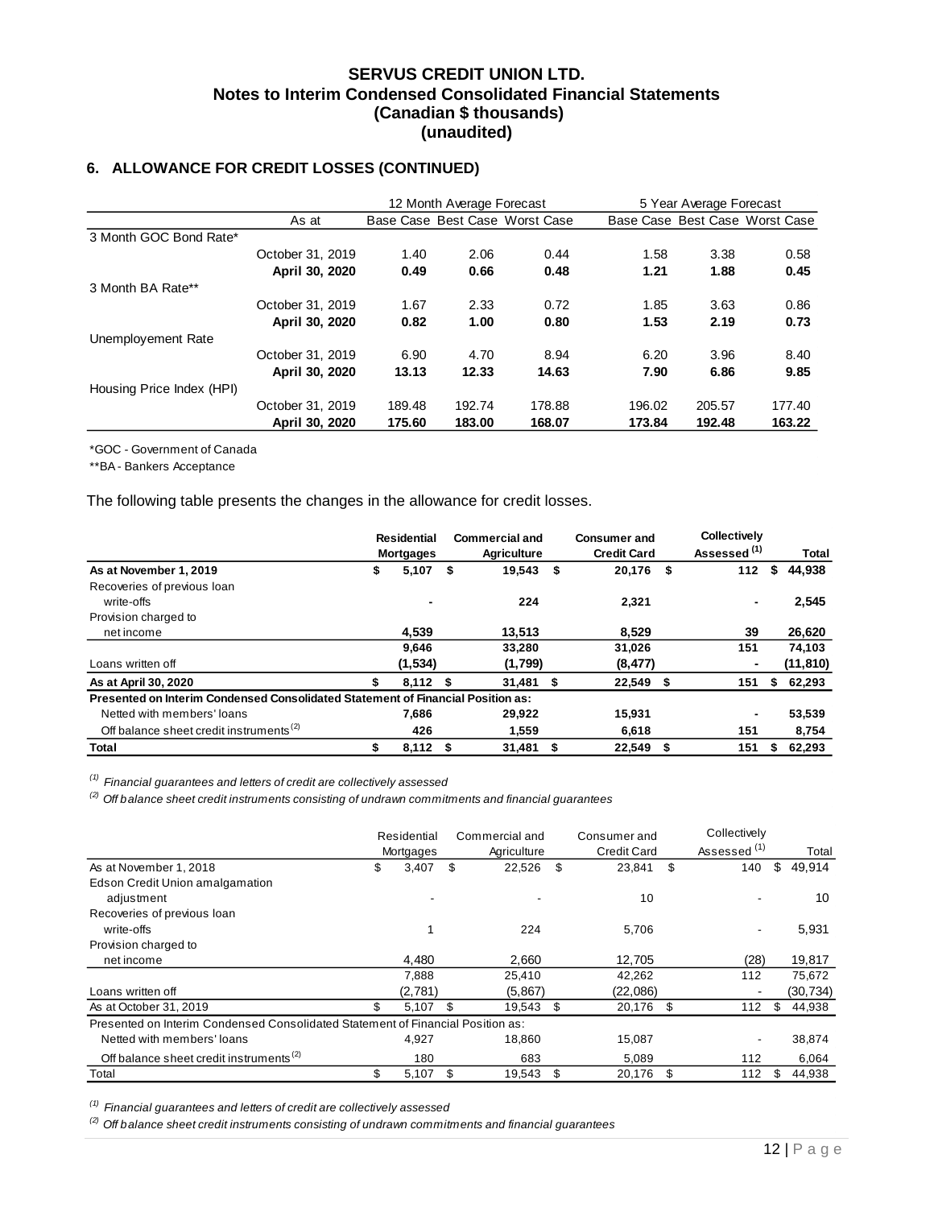## 6. ALLOWANCE FOR CREDIT LOSSES (CONTINUED)

| | As at | 12 Month Average Forecast | | | 5 Year Average Forecast | | |
|---|---|---|---|---|---|---|---|
| | | Base Case | Best Case | Worst Case | Base Case | Best Case | Worst Case |
| 3 Month GOC Bond Rate* | | | | | | | |
| | October 31, 2019 | 1.40 | 2.06 | 0.44 | 1.58 | 3.38 | 0.58 |
| | **April 30, 2020** | **0.49** | **0.66** | **0.48** | **1.21** | **1.88** | **0.45** |
| 3 Month BA Rate** | | | | | | | |
| | October 31, 2019 | 1.67 | 2.33 | 0.72 | 1.85 | 3.63 | 0.86 |
| | **April 30, 2020** | **0.82** | **1.00** | **0.80** | **1.53** | **2.19** | **0.73** |
| Unemployement Rate | | | | | | | |
| | October 31, 2019 | 6.90 | 4.70 | 8.94 | 6.20 | 3.96 | 8.40 |
| | **April 30, 2020** | **13.13** | **12.33** | **14.63** | **7.90** | **6.86** | **9.85** |
| Housing Price Index (HPI) | | | | | | | |
| | October 31, 2019 | 189.48 | 192.74 | 178.88 | 196.02 | 205.57 | 177.40 |
| | **April 30, 2020** | **175.60** | **183.00** | **168.07** | **173.84** | **192.48** | **163.22** |

*GOC - Government of Canada

**BA - Bankers Acceptance

The following table presents the changes in the allowance for credit losses.

| | **Residential Mortgages** | **Commercial and Agriculture** | **Consumer and Credit Card** | **Collectively Assessed [(1)]** | **Total** |
|---|---|---|---|---|---|
| **As at November 1, 2019** | **$ 5,107** | **$ 19,543** | **$ 20,176** | **$ 112** | **$ 44,938** |
| Recoveries of previous loan write-offs | **-** | **224** | **2,321** | **-** | **2,545** |
| Provision charged to net income | **4,539** | **13,513** | **8,529** | **39** | **26,620** |
| | **9,646** | **33,280** | **31,026** | **151** | **74,103** |
| Loans written off | **(1,534)** | **(1,799)** | **(8,477)** | **-** | **(11,810)** |
| **As at April 30, 2020** | **$ 8,112** | **$ 31,481** | **$ 22,549** | **$ 151** | **$ 62,293** |
| **Presented on Interim Condensed Consolidated Statement of Financial Position as:** | | | | | |
| Netted with members' loans | **7,686** | **29,922** | **15,931** | **-** | **53,539** |
| Off balance sheet credit instruments [(2)] | **426** | **1,559** | **6,618** | **151** | **8,754** |
| **Total** | **$ 8,112** | **$ 31,481** | **$ 22,549** | **$ 151** | **$ 62,293** |

*(1) Financial guarantees and letters of credit are collectively assessed*

*(2) Off balance sheet credit instruments consisting of undrawn commitments and financial guarantees*

| | Residential Mortgages | Commercial and Agriculture | Consumer and Credit Card | Collectively Assessed [(1)] | Total |
|---|---|---|---|---|---|
| As at November 1, 2018 | $ 3,407 | $ 22,526 | $ 23,841 | $ 140 | $ 49,914 |
| Edson Credit Union amalgamation adjustment | - | - | 10 | - | 10 |
| Recoveries of previous loan write-offs | 1 | 224 | 5,706 | - | 5,931 |
| Provision charged to net income | 4,480 | 2,660 | 12,705 | (28) | 19,817 |
| | 7,888 | 25,410 | 42,262 | 112 | 75,672 |
| Loans written off | (2,781) | (5,867) | (22,086) | - | (30,734) |
| As at October 31, 2019 | $ 5,107 | $ 19,543 | $ 20,176 | $ 112 | $ 44,938 |
| Presented on Interim Condensed Consolidated Statement of Financial Position as: | | | | | |
| Netted with members' loans | 4,927 | 18,860 | 15,087 | - | 38,874 |
| Off balance sheet credit instruments [(2)] | 180 | 683 | 5,089 | 112 | 6,064 |
| Total | $ 5,107 | $ 19,543 | $ 20,176 | $ 112 | $ 44,938 |

*(1) Financial guarantees and letters of credit are collectively assessed*

*(2) Off balance sheet credit instruments consisting of undrawn commitments and financial guarantees*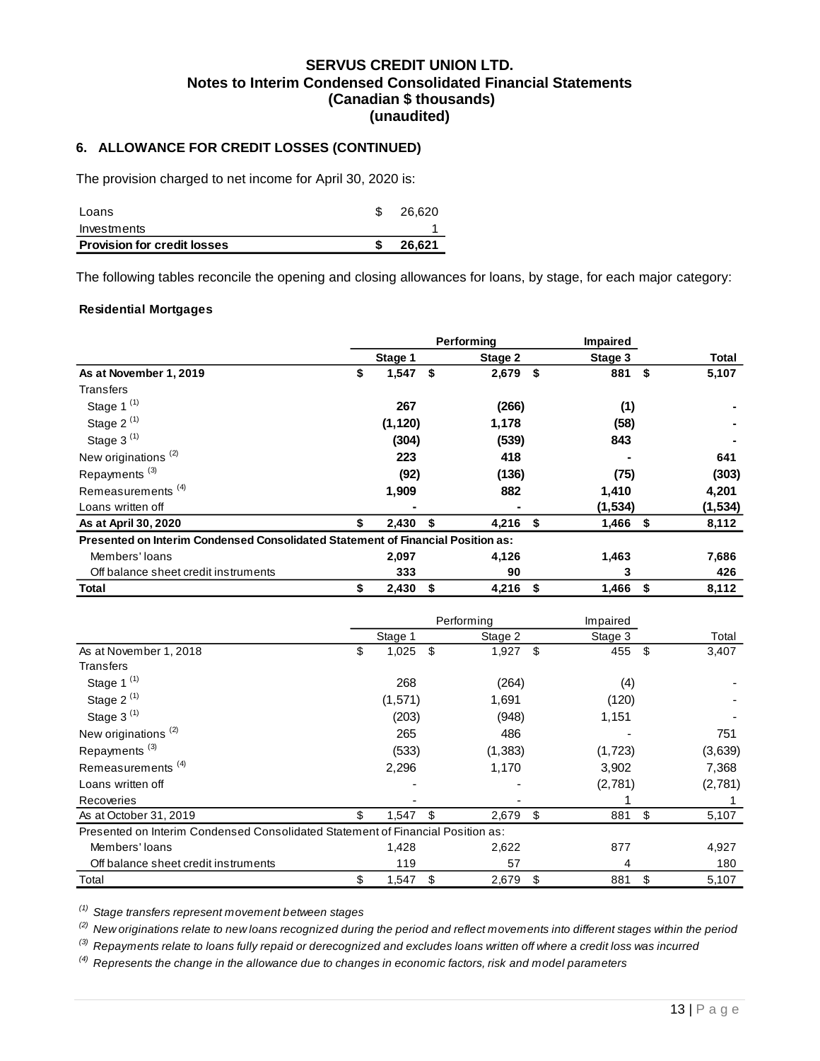## 6. ALLOWANCE FOR CREDIT LOSSES (CONTINUED)

The provision charged to net income for April 30, 2020 is:

| | |
|---|---|
| Loans | $ 26,620 |
| Investments | 1 |
| **Provision for credit losses** | **$ 26,621** |

The following tables reconcile the opening and closing allowances for loans, by stage, for each major category:

**Residential Mortgages**

| | Performing | | Impaired | |
|---|---|---|---|---|
| | **Stage 1** | **Stage 2** | **Stage 3** | **Total** |
| **As at November 1, 2019** | **$ 1,547** | **$ 2,679** | **$ 881** | **$ 5,107** |
| Transfers | | | | |
| Stage 1 [(1)] | **267** | **(266)** | **(1)** | **-** |
| Stage 2 [(1)] | **(1,120)** | **1,178** | **(58)** | **-** |
| Stage 3 [(1)] | **(304)** | **(539)** | **843** | **-** |
| New originations [(2)] | **223** | **418** | **-** | **641** |
| Repayments [(3)] | **(92)** | **(136)** | **(75)** | **(303)** |
| Remeasurements [(4)] | **1,909** | **882** | **1,410** | **4,201** |
| Loans written off | **-** | **-** | **(1,534)** | **(1,534)** |
| **As at April 30, 2020** | **$ 2,430** | **$ 4,216** | **$ 1,466** | **$ 8,112** |
| **Presented on Interim Condensed Consolidated Statement of Financial Position as:** | | | | |
| Members' loans | **2,097** | **4,126** | **1,463** | **7,686** |
| Off balance sheet credit instruments | **333** | **90** | **3** | **426** |
| **Total** | **$ 2,430** | **$ 4,216** | **$ 1,466** | **$ 8,112** |

| | Performing | | Impaired | |
|---|---|---|---|---|
| | Stage 1 | Stage 2 | Stage 3 | Total |
| As at November 1, 2018 | $ 1,025 | $ 1,927 | $ 455 | $ 3,407 |
| Transfers | | | | |
| Stage 1 [(1)] | 268 | (264) | (4) | - |
| Stage 2 [(1)] | (1,571) | 1,691 | (120) | - |
| Stage 3 [(1)] | (203) | (948) | 1,151 | - |
| New originations [(2)] | 265 | 486 | - | 751 |
| Repayments [(3)] | (533) | (1,383) | (1,723) | (3,639) |
| Remeasurements [(4)] | 2,296 | 1,170 | 3,902 | 7,368 |
| Loans written off | - | - | (2,781) | (2,781) |
| Recoveries | - | - | 1 | 1 |
| As at October 31, 2019 | $ 1,547 | $ 2,679 | $ 881 | $ 5,107 |
| Presented on Interim Condensed Consolidated Statement of Financial Position as: | | | | |
| Members' loans | 1,428 | 2,622 | 877 | 4,927 |
| Off balance sheet credit instruments | 119 | 57 | 4 | 180 |
| Total | $ 1,547 | $ 2,679 | $ 881 | $ 5,107 |

*[(1)] Stage transfers represent movement between stages*

*[(2)] New originations relate to new loans recognized during the period and reflect movements into different stages within the period*

*[(3)] Repayments relate to loans fully repaid or derecognized and excludes loans written off where a credit loss was incurred*

*[(4)] Represents the change in the allowance due to changes in economic factors, risk and model parameters*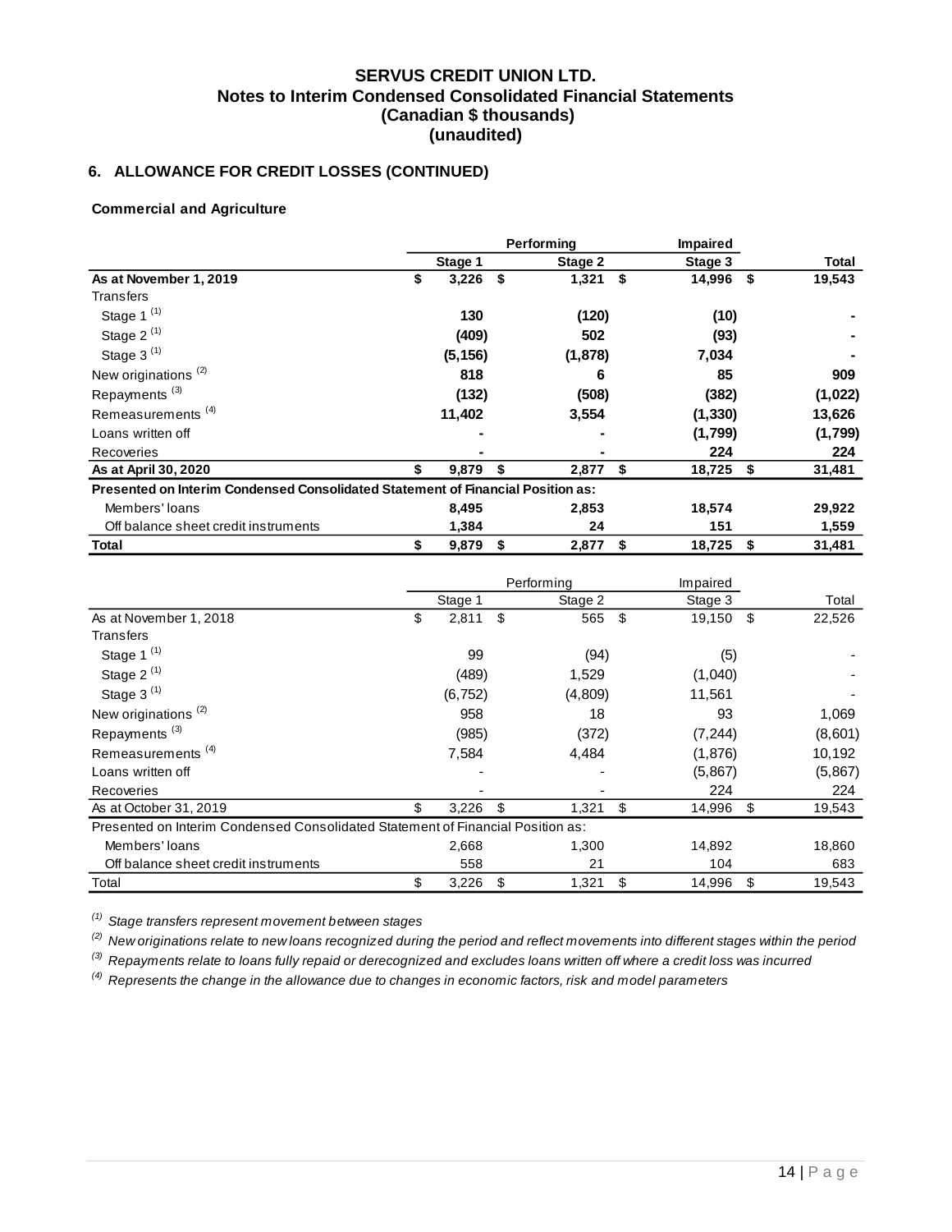## 6. ALLOWANCE FOR CREDIT LOSSES (CONTINUED)

### Commercial and Agriculture

| | Performing | | Impaired | |
|---|---|---|---|---|
| | Stage 1 | Stage 2 | Stage 3 | Total |
| **As at November 1, 2019** | **$ 3,226** | **$ 1,321** | **$ 14,996** | **$ 19,543** |
| Transfers | | | | |
| Stage 1 (1) | **130** | **(120)** | **(10)** | **-** |
| Stage 2 (1) | **(409)** | **502** | **(93)** | **-** |
| Stage 3 (1) | **(5,156)** | **(1,878)** | **7,034** | **-** |
| New originations (2) | **818** | **6** | **85** | **909** |
| Repayments (3) | **(132)** | **(508)** | **(382)** | **(1,022)** |
| Remeasurements (4) | **11,402** | **3,554** | **(1,330)** | **13,626** |
| Loans written off | **-** | **-** | **(1,799)** | **(1,799)** |
| Recoveries | **-** | **-** | **224** | **224** |
| **As at April 30, 2020** | **$ 9,879** | **$ 2,877** | **$ 18,725** | **$ 31,481** |
| **Presented on Interim Condensed Consolidated Statement of Financial Position as:** | | | | |
| Members' loans | **8,495** | **2,853** | **18,574** | **29,922** |
| Off balance sheet credit instruments | **1,384** | **24** | **151** | **1,559** |
| **Total** | **$ 9,879** | **$ 2,877** | **$ 18,725** | **$ 31,481** |

| | Performing | | Impaired | |
|---|---|---|---|---|
| | Stage 1 | Stage 2 | Stage 3 | Total |
| As at November 1, 2018 | $ 2,811 | $ 565 | $ 19,150 | $ 22,526 |
| Transfers | | | | |
| Stage 1 (1) | 99 | (94) | (5) | - |
| Stage 2 (1) | (489) | 1,529 | (1,040) | - |
| Stage 3 (1) | (6,752) | (4,809) | 11,561 | - |
| New originations (2) | 958 | 18 | 93 | 1,069 |
| Repayments (3) | (985) | (372) | (7,244) | (8,601) |
| Remeasurements (4) | 7,584 | 4,484 | (1,876) | 10,192 |
| Loans written off | - | - | (5,867) | (5,867) |
| Recoveries | - | - | 224 | 224 |
| As at October 31, 2019 | $ 3,226 | $ 1,321 | $ 14,996 | $ 19,543 |
| Presented on Interim Condensed Consolidated Statement of Financial Position as: | | | | |
| Members' loans | 2,668 | 1,300 | 14,892 | 18,860 |
| Off balance sheet credit instruments | 558 | 21 | 104 | 683 |
| Total | $ 3,226 | $ 1,321 | $ 14,996 | $ 19,543 |

*(1) Stage transfers represent movement between stages*

*(2) New originations relate to new loans recognized during the period and reflect movements into different stages within the period*

*(3) Repayments relate to loans fully repaid or derecognized and excludes loans written off where a credit loss was incurred*

*(4) Represents the change in the allowance due to changes in economic factors, risk and model parameters*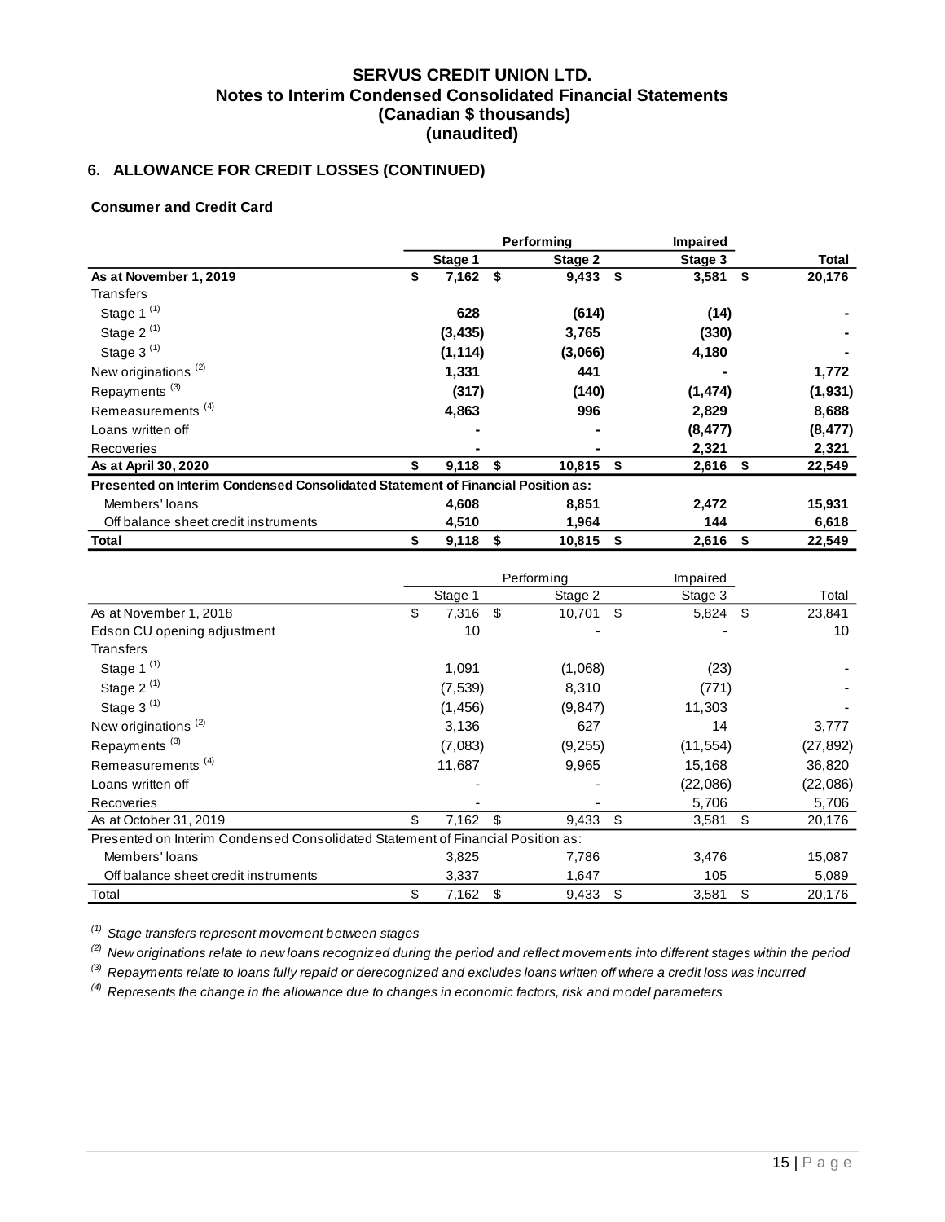# SERVUS CREDIT UNION LTD.
## Notes to Interim Condensed Consolidated Financial Statements
## (Canadian $ thousands)
## (unaudited)

### 6. ALLOWANCE FOR CREDIT LOSSES (CONTINUED)

**Consumer and Credit Card**

| | Performing | | Impaired | |
|---|---|---|---|---|
| | **Stage 1** | **Stage 2** | **Stage 3** | **Total** |
| **As at November 1, 2019** | **$ 7,162** | **$ 9,433** | **$ 3,581** | **$ 20,176** |
| Transfers | | | | |
| Stage 1 [(1)] | **628** | **(614)** | **(14)** | **-** |
| Stage 2 [(1)] | **(3,435)** | **3,765** | **(330)** | **-** |
| Stage 3 [(1)] | **(1,114)** | **(3,066)** | **4,180** | **-** |
| New originations [(2)] | **1,331** | **441** | **-** | **1,772** |
| Repayments [(3)] | **(317)** | **(140)** | **(1,474)** | **(1,931)** |
| Remeasurements [(4)] | **4,863** | **996** | **2,829** | **8,688** |
| Loans written off | **-** | **-** | **(8,477)** | **(8,477)** |
| Recoveries | **-** | **-** | **2,321** | **2,321** |
| **As at April 30, 2020** | **$ 9,118** | **$ 10,815** | **$ 2,616** | **$ 22,549** |
| **Presented on Interim Condensed Consolidated Statement of Financial Position as:** | | | | |
| Members' loans | **4,608** | **8,851** | **2,472** | **15,931** |
| Off balance sheet credit instruments | **4,510** | **1,964** | **144** | **6,618** |
| **Total** | **$ 9,118** | **$ 10,815** | **$ 2,616** | **$ 22,549** |

| | Performing | | Impaired | |
|---|---|---|---|---|
| | Stage 1 | Stage 2 | Stage 3 | Total |
| As at November 1, 2018 | $ 7,316 | $ 10,701 | $ 5,824 | $ 23,841 |
| Edson CU opening adjustment | 10 | - | - | 10 |
| Transfers | | | | |
| Stage 1 [(1)] | 1,091 | (1,068) | (23) | - |
| Stage 2 [(1)] | (7,539) | 8,310 | (771) | - |
| Stage 3 [(1)] | (1,456) | (9,847) | 11,303 | - |
| New originations [(2)] | 3,136 | 627 | 14 | 3,777 |
| Repayments [(3)] | (7,083) | (9,255) | (11,554) | (27,892) |
| Remeasurements [(4)] | 11,687 | 9,965 | 15,168 | 36,820 |
| Loans written off | - | - | (22,086) | (22,086) |
| Recoveries | - | - | 5,706 | 5,706 |
| As at October 31, 2019 | $ 7,162 | $ 9,433 | $ 3,581 | $ 20,176 |
| Presented on Interim Condensed Consolidated Statement of Financial Position as: | | | | |
| Members' loans | 3,825 | 7,786 | 3,476 | 15,087 |
| Off balance sheet credit instruments | 3,337 | 1,647 | 105 | 5,089 |
| Total | $ 7,162 | $ 9,433 | $ 3,581 | $ 20,176 |

*[(1)] Stage transfers represent movement between stages*

*[(2)] New originations relate to new loans recognized during the period and reflect movements into different stages within the period*

*[(3)] Repayments relate to loans fully repaid or derecognized and excludes loans written off where a credit loss was incurred*

*[(4)] Represents the change in the allowance due to changes in economic factors, risk and model parameters*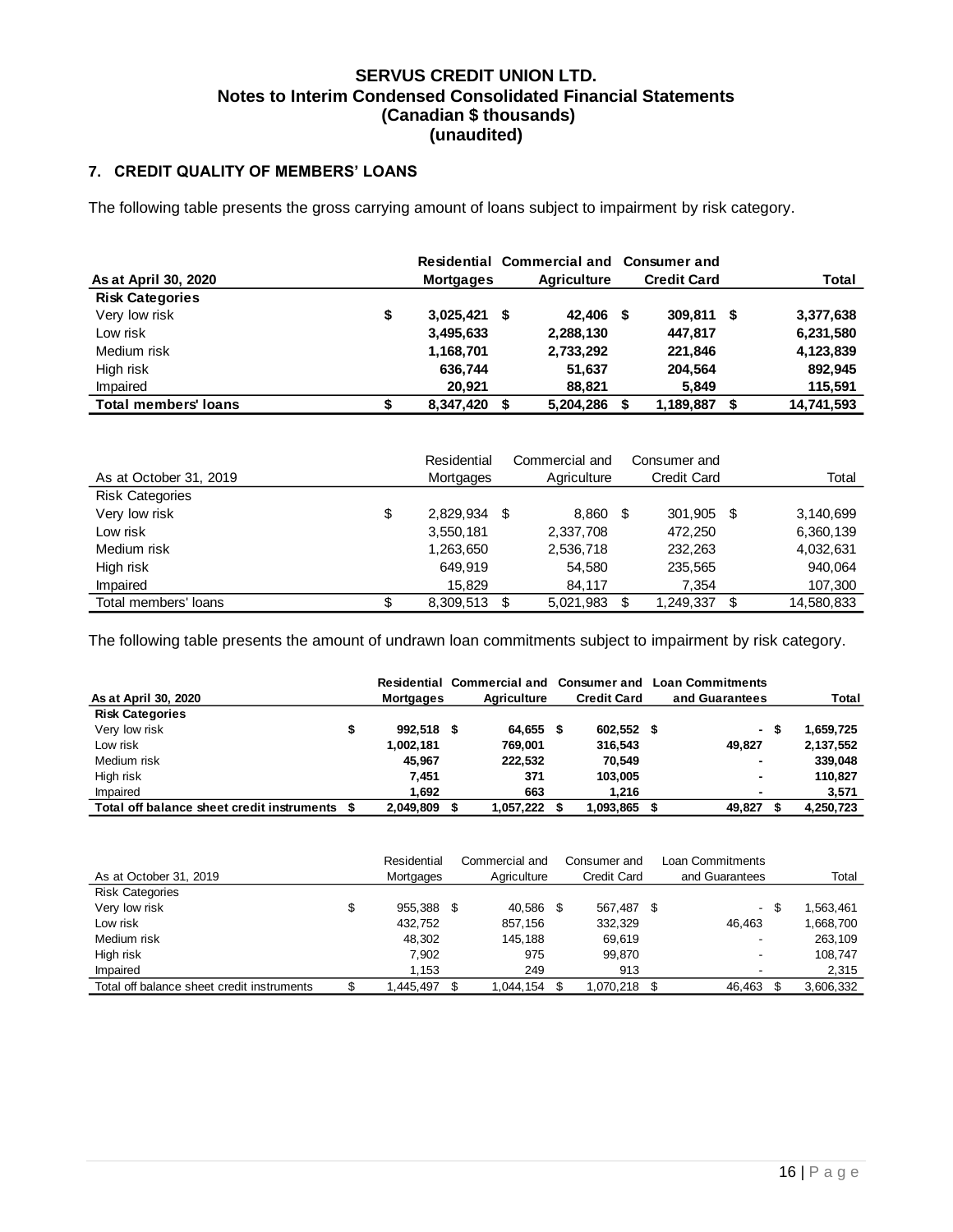## 7. CREDIT QUALITY OF MEMBERS' LOANS

The following table presents the gross carrying amount of loans subject to impairment by risk category.

| **As at April 30, 2020** | **Residential Mortgages** | **Commercial and Agriculture** | **Consumer and Credit Card** | **Total** |
|---|---|---|---|---|
| **Risk Categories** | | | | |
| Very low risk | $ 3,025,421 | $ 42,406 | $ 309,811 | $ 3,377,638 |
| Low risk | 3,495,633 | 2,288,130 | 447,817 | 6,231,580 |
| Medium risk | 1,168,701 | 2,733,292 | 221,846 | 4,123,839 |
| High risk | 636,744 | 51,637 | 204,564 | 892,945 |
| Impaired | 20,921 | 88,821 | 5,849 | 115,591 |
| **Total members' loans** | $ 8,347,420 | $ 5,204,286 | $ 1,189,887 | $ 14,741,593 |

| As at October 31, 2019 | Residential Mortgages | Commercial and Agriculture | Consumer and Credit Card | Total |
|---|---|---|---|---|
| Risk Categories | | | | |
| Very low risk | $ 2,829,934 | $ 8,860 | $ 301,905 | $ 3,140,699 |
| Low risk | 3,550,181 | 2,337,708 | 472,250 | 6,360,139 |
| Medium risk | 1,263,650 | 2,536,718 | 232,263 | 4,032,631 |
| High risk | 649,919 | 54,580 | 235,565 | 940,064 |
| Impaired | 15,829 | 84,117 | 7,354 | 107,300 |
| Total members' loans | $ 8,309,513 | $ 5,021,983 | $ 1,249,337 | $ 14,580,833 |

The following table presents the amount of undrawn loan commitments subject to impairment by risk category.

| **As at April 30, 2020** | **Residential Mortgages** | **Commercial and Agriculture** | **Consumer and Credit Card** | **Loan Commitments and Guarantees** | **Total** |
|---|---|---|---|---|---|
| **Risk Categories** | | | | | |
| Very low risk | $ 992,518 | $ 64,655 | $ 602,552 | $ - | $ 1,659,725 |
| Low risk | 1,002,181 | 769,001 | 316,543 | 49,827 | 2,137,552 |
| Medium risk | 45,967 | 222,532 | 70,549 | - | 339,048 |
| High risk | 7,451 | 371 | 103,005 | - | 110,827 |
| Impaired | 1,692 | 663 | 1,216 | - | 3,571 |
| **Total off balance sheet credit instruments** | $ 2,049,809 | $ 1,057,222 | $ 1,093,865 | $ 49,827 | $ 4,250,723 |

| As at October 31, 2019 | Residential Mortgages | Commercial and Agriculture | Consumer and Credit Card | Loan Commitments and Guarantees | Total |
|---|---|---|---|---|---|
| Risk Categories | | | | | |
| Very low risk | $ 955,388 | $ 40,586 | $ 567,487 | $ - | $ 1,563,461 |
| Low risk | 432,752 | 857,156 | 332,329 | 46,463 | 1,668,700 |
| Medium risk | 48,302 | 145,188 | 69,619 | - | 263,109 |
| High risk | 7,902 | 975 | 99,870 | - | 108,747 |
| Impaired | 1,153 | 249 | 913 | - | 2,315 |
| Total off balance sheet credit instruments | $ 1,445,497 | $ 1,044,154 | $ 1,070,218 | $ 46,463 | $ 3,606,332 |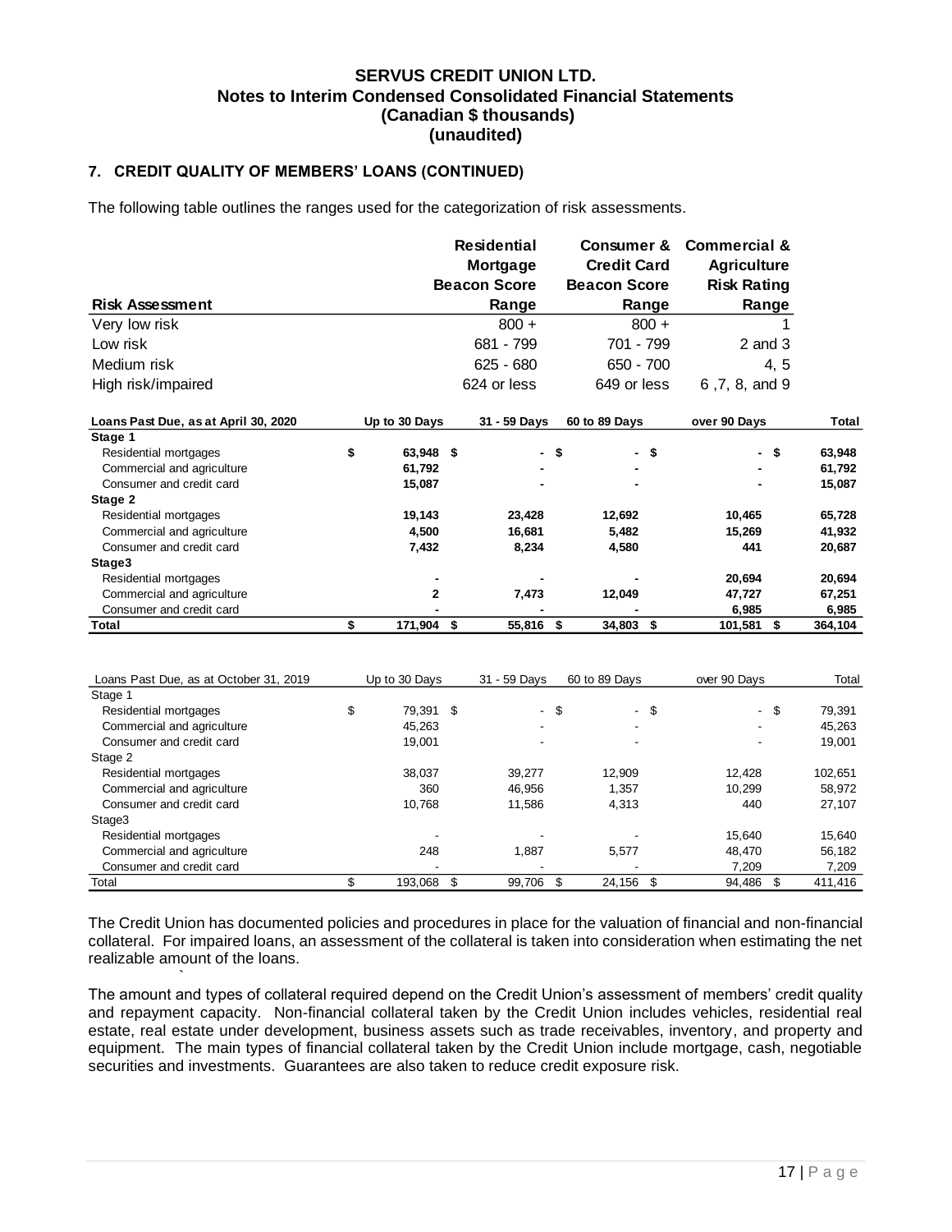**SERVUS CREDIT UNION LTD.**
**Notes to Interim Condensed Consolidated Financial Statements**
**(Canadian $ thousands)**
**(unaudited)**

### 7. CREDIT QUALITY OF MEMBERS' LOANS (CONTINUED)

The following table outlines the ranges used for the categorization of risk assessments.

| Risk Assessment | Residential Mortgage Beacon Score Range | Consumer & Credit Card Beacon Score Range | Commercial & Agriculture Risk Rating Range |
|---|---|---|---|
| Very low risk | 800 + | 800 + | 1 |
| Low risk | 681 - 799 | 701 - 799 | 2 and 3 |
| Medium risk | 625 - 680 | 650 - 700 | 4, 5 |
| High risk/impaired | 624 or less | 649 or less | 6 ,7, 8, and 9 |

| Loans Past Due, as at April 30, 2020 | Up to 30 Days | 31 - 59 Days | 60 to 89 Days | over 90 Days | Total |
|---|---|---|---|---|---|
| **Stage 1** | | | | | |
| Residential mortgages | $ 63,948 | $ - | $ - | $ - | $ 63,948 |
| Commercial and agriculture | 61,792 | - | - | - | 61,792 |
| Consumer and credit card | 15,087 | - | - | - | 15,087 |
| **Stage 2** | | | | | |
| Residential mortgages | 19,143 | 23,428 | 12,692 | 10,465 | 65,728 |
| Commercial and agriculture | 4,500 | 16,681 | 5,482 | 15,269 | 41,932 |
| Consumer and credit card | 7,432 | 8,234 | 4,580 | 441 | 20,687 |
| **Stage3** | | | | | |
| Residential mortgages | - | - | - | 20,694 | 20,694 |
| Commercial and agriculture | 2 | 7,473 | 12,049 | 47,727 | 67,251 |
| Consumer and credit card | - | - | - | 6,985 | 6,985 |
| **Total** | **$ 171,904** | **$ 55,816** | **$ 34,803** | **$ 101,581** | **$ 364,104** |

| Loans Past Due, as at October 31, 2019 | Up to 30 Days | 31 - 59 Days | 60 to 89 Days | over 90 Days | Total |
|---|---|---|---|---|---|
| Stage 1 | | | | | |
| Residential mortgages | $ 79,391 | $ - | $ - | $ - | $ 79,391 |
| Commercial and agriculture | 45,263 | - | - | - | 45,263 |
| Consumer and credit card | 19,001 | - | - | - | 19,001 |
| Stage 2 | | | | | |
| Residential mortgages | 38,037 | 39,277 | 12,909 | 12,428 | 102,651 |
| Commercial and agriculture | 360 | 46,956 | 1,357 | 10,299 | 58,972 |
| Consumer and credit card | 10,768 | 11,586 | 4,313 | 440 | 27,107 |
| Stage3 | | | | | |
| Residential mortgages | - | - | - | 15,640 | 15,640 |
| Commercial and agriculture | 248 | 1,887 | 5,577 | 48,470 | 56,182 |
| Consumer and credit card | - | - | - | 7,209 | 7,209 |
| Total | $ 193,068 | $ 99,706 | $ 24,156 | $ 94,486 | $ 411,416 |

The Credit Union has documented policies and procedures in place for the valuation of financial and non-financial collateral. For impaired loans, an assessment of the collateral is taken into consideration when estimating the net realizable amount of the loans.

The amount and types of collateral required depend on the Credit Union's assessment of members' credit quality and repayment capacity. Non-financial collateral taken by the Credit Union includes vehicles, residential real estate, real estate under development, business assets such as trade receivables, inventory, and property and equipment. The main types of financial collateral taken by the Credit Union include mortgage, cash, negotiable securities and investments. Guarantees are also taken to reduce credit exposure risk.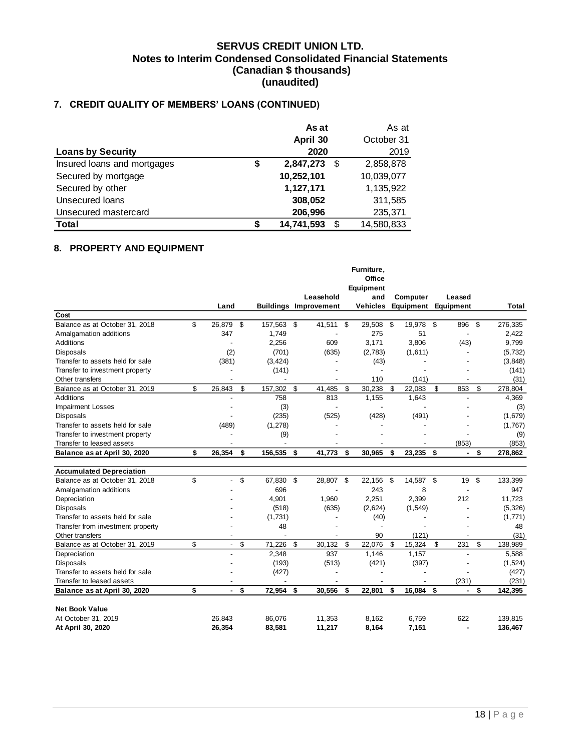# SERVUS CREDIT UNION LTD.
## Notes to Interim Condensed Consolidated Financial Statements
## (Canadian $ thousands)
## (unaudited)

### 7. CREDIT QUALITY OF MEMBERS' LOANS (CONTINUED)

| Loans by Security | As at April 30 2020 | As at October 31 2019 |
|---|---|---|
| Insured loans and mortgages | $ 2,847,273 | $ 2,858,878 |
| Secured by mortgage | 10,252,101 | 10,039,077 |
| Secured by other | 1,127,171 | 1,135,922 |
| Unsecured loans | 308,052 | 311,585 |
| Unsecured mastercard | 206,996 | 235,371 |
| **Total** | **$ 14,741,593** | $ 14,580,833 |

### 8. PROPERTY AND EQUIPMENT

| | Land | Buildings | Leasehold Improvement | Furniture, Office Equipment and Vehicles | Computer Equipment | Leased Equipment | Total |
|---|---|---|---|---|---|---|---|
| **Cost** | | | | | | | |
| Balance as at October 31, 2018 | $ 26,879 | $ 157,563 | $ 41,511 | $ 29,508 | $ 19,978 | $ 896 | $ 276,335 |
| Amalgamation additions | 347 | 1,749 | - | 275 | 51 | - | 2,422 |
| Additions | - | 2,256 | 609 | 3,171 | 3,806 | (43) | 9,799 |
| Disposals | (2) | (701) | (635) | (2,783) | (1,611) | - | (5,732) |
| Transfer to assets held for sale | (381) | (3,424) | - | (43) | - | - | (3,848) |
| Transfer to investment property | - | (141) | - | - | - | - | (141) |
| Other transfers | - | - | - | 110 | (141) | - | (31) |
| Balance as at October 31, 2019 | $ 26,843 | $ 157,302 | $ 41,485 | $ 30,238 | $ 22,083 | $ 853 | $ 278,804 |
| Additions | - | 758 | 813 | 1,155 | 1,643 | - | 4,369 |
| Impairment Losses | - | (3) | - | - | - | - | (3) |
| Disposals | - | (235) | (525) | (428) | (491) | - | (1,679) |
| Transfer to assets held for sale | (489) | (1,278) | - | - | - | - | (1,767) |
| Transfer to investment property | - | (9) | - | - | - | - | (9) |
| Transfer to leased assets | - | - | - | - | - | (853) | (853) |
| **Balance as at April 30, 2020** | **$ 26,354** | **$ 156,535** | **$ 41,773** | **$ 30,965** | **$ 23,235** | **$ -** | **$ 278,862** |
| **Accumulated Depreciation** | | | | | | | |
| Balance as at October 31, 2018 | $ - | $ 67,830 | $ 28,807 | $ 22,156 | $ 14,587 | $ 19 | $ 133,399 |
| Amalgamation additions | - | 696 | - | 243 | 8 | - | 947 |
| Depreciation | - | 4,901 | 1,960 | 2,251 | 2,399 | 212 | 11,723 |
| Disposals | - | (518) | (635) | (2,624) | (1,549) | - | (5,326) |
| Transfer to assets held for sale | - | (1,731) | - | (40) | - | - | (1,771) |
| Transfer from investment property | - | 48 | - | - | - | - | 48 |
| Other transfers | - | - | - | 90 | (121) | - | (31) |
| Balance as at October 31, 2019 | $ - | $ 71,226 | $ 30,132 | $ 22,076 | $ 15,324 | $ 231 | $ 138,989 |
| Depreciation | - | 2,348 | 937 | 1,146 | 1,157 | - | 5,588 |
| Disposals | - | (193) | (513) | (421) | (397) | - | (1,524) |
| Transfer to assets held for sale | - | (427) | - | - | - | - | (427) |
| Transfer to leased assets | - | - | - | - | - | (231) | (231) |
| **Balance as at April 30, 2020** | **$ -** | **$ 72,954** | **$ 30,556** | **$ 22,801** | **$ 16,084** | **$ -** | **$ 142,395** |
| **Net Book Value** | | | | | | | |
| At October 31, 2019 | 26,843 | 86,076 | 11,353 | 8,162 | 6,759 | 622 | 139,815 |
| **At April 30, 2020** | **26,354** | **83,581** | **11,217** | **8,164** | **7,151** | **-** | **136,467** |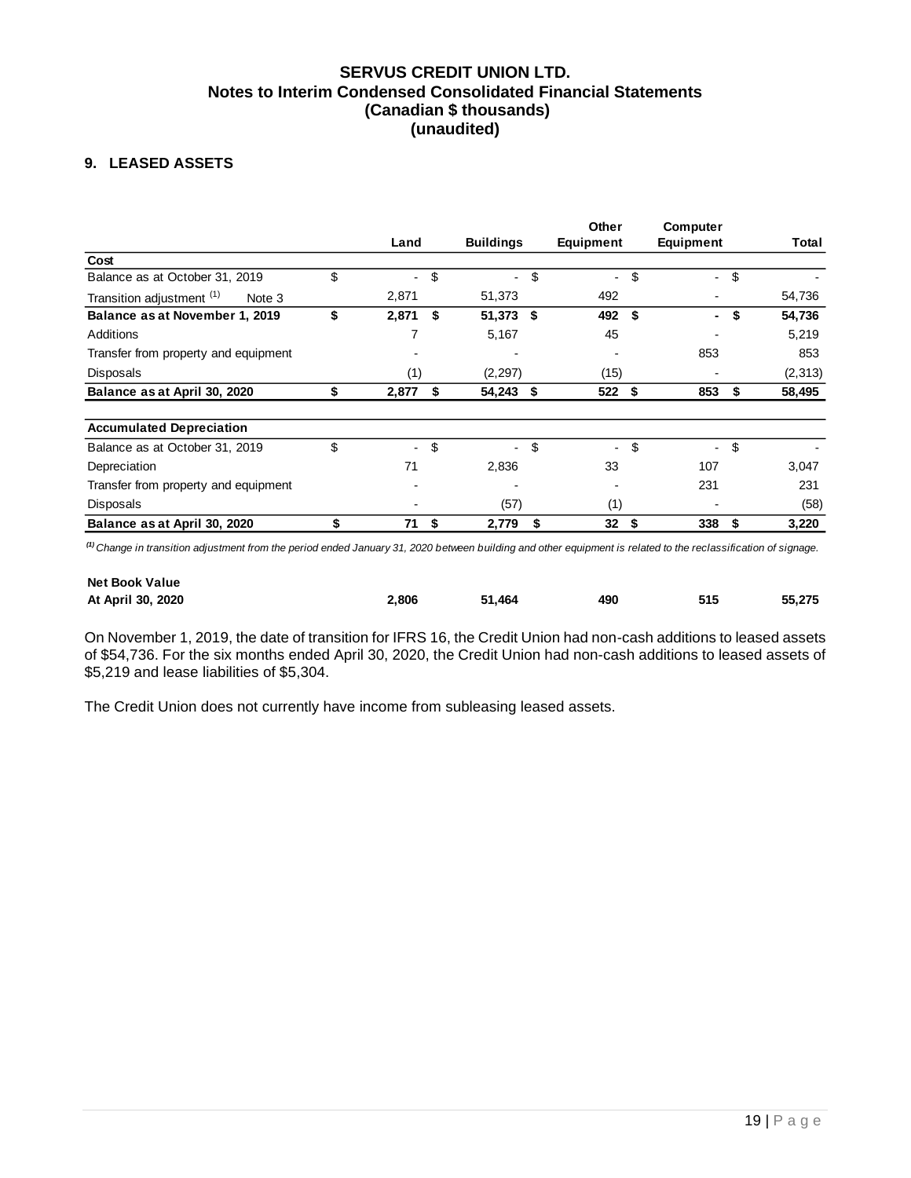**SERVUS CREDIT UNION LTD.**
**Notes to Interim Condensed Consolidated Financial Statements**
**(Canadian $ thousands)**
**(unaudited)**

## 9. LEASED ASSETS

| | Land | Buildings | Other Equipment | Computer Equipment | Total |
|---|---|---|---|---|---|
| **Cost** | | | | | |
| Balance as at October 31, 2019 | $ - | $ - | $ - | $ - | $ - |
| Transition adjustment [(1)] Note 3 | 2,871 | 51,373 | 492 | - | 54,736 |
| **Balance as at November 1, 2019** | **$ 2,871** | **$ 51,373** | **$ 492** | **$ -** | **$ 54,736** |
| Additions | 7 | 5,167 | 45 | - | 5,219 |
| Transfer from property and equipment | - | - | - | 853 | 853 |
| Disposals | (1) | (2,297) | (15) | - | (2,313) |
| **Balance as at April 30, 2020** | **$ 2,877** | **$ 54,243** | **$ 522** | **$ 853** | **$ 58,495** |
| **Accumulated Depreciation** | | | | | |
| Balance as at October 31, 2019 | $ - | $ - | $ - | $ - | $ - |
| Depreciation | 71 | 2,836 | 33 | 107 | 3,047 |
| Transfer from property and equipment | - | - | - | 231 | 231 |
| Disposals | - | (57) | (1) | - | (58) |
| **Balance as at April 30, 2020** | **$ 71** | **$ 2,779** | **$ 32** | **$ 338** | **$ 3,220** |
| | | | | | |
| **Net Book Value At April 30, 2020** | **2,806** | **51,464** | **490** | **515** | **55,275** |

*[(1)] Change in transition adjustment from the period ended January 31, 2020 between building and other equipment is related to the reclassification of signage.*

On November 1, 2019, the date of transition for IFRS 16, the Credit Union had non-cash additions to leased assets of $54,736. For the six months ended April 30, 2020, the Credit Union had non-cash additions to leased assets of $5,219 and lease liabilities of $5,304.

The Credit Union does not currently have income from subleasing leased assets.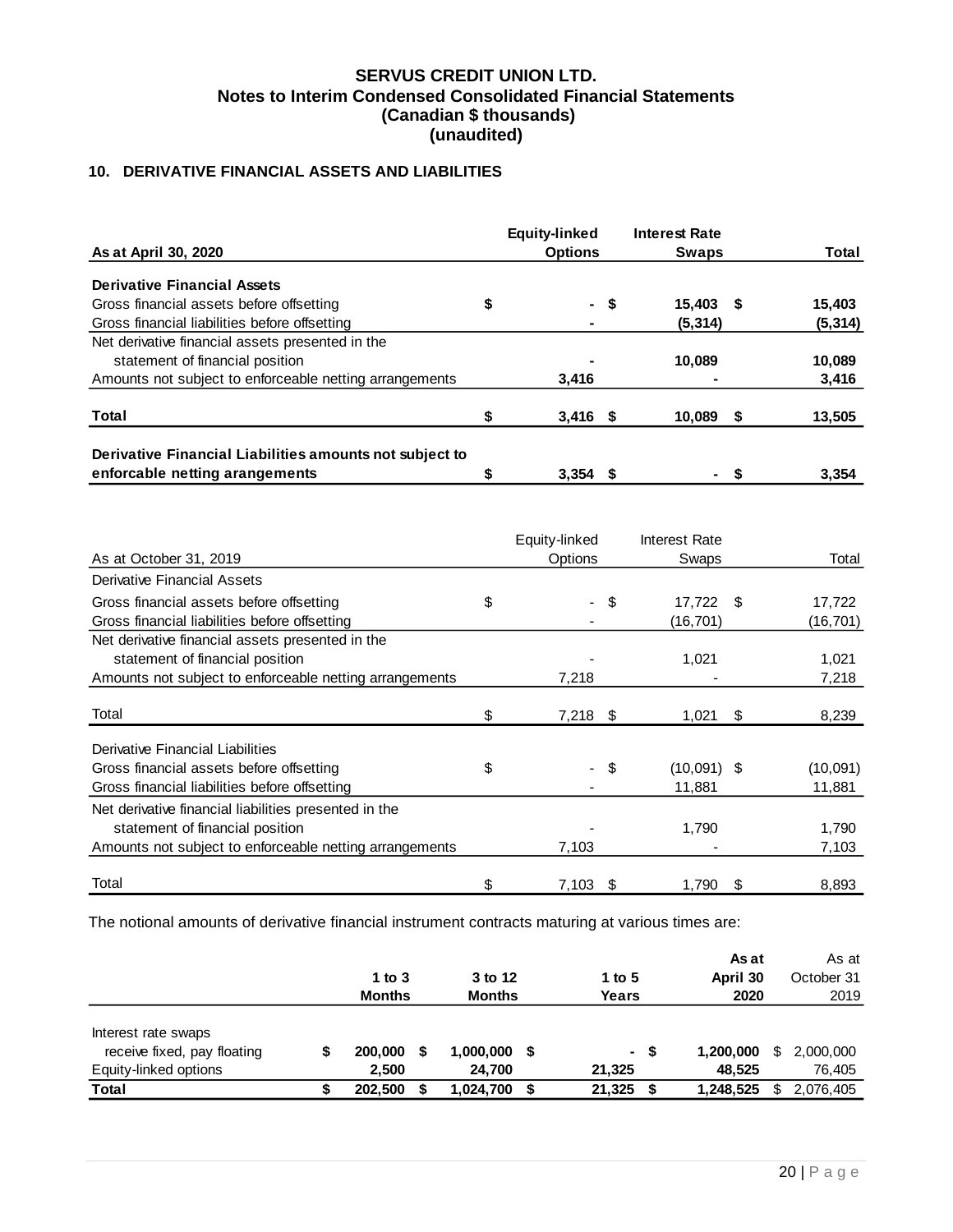**SERVUS CREDIT UNION LTD.**
**Notes to Interim Condensed Consolidated Financial Statements**
**(Canadian $ thousands)**
**(unaudited)**

## 10. DERIVATIVE FINANCIAL ASSETS AND LIABILITIES

| As at April 30, 2020 | Equity-linked Options | Interest Rate Swaps | Total |
|---|---|---|---|
| **Derivative Financial Assets** | | | |
| Gross financial assets before offsetting | $ - | $ 15,403 | $ 15,403 |
| Gross financial liabilities before offsetting | - | (5,314) | (5,314) |
| Net derivative financial assets presented in the statement of financial position | - | 10,089 | 10,089 |
| Amounts not subject to enforceable netting arrangements | 3,416 | - | 3,416 |
| **Total** | $ 3,416 | $ 10,089 | $ 13,505 |
| **Derivative Financial Liabilities amounts not subject to enforcable netting arangements** | $ 3,354 | $ - | $ 3,354 |

| As at October 31, 2019 | Equity-linked Options | Interest Rate Swaps | Total |
|---|---|---|---|
| Derivative Financial Assets | | | |
| Gross financial assets before offsetting | $ - | $ 17,722 | $ 17,722 |
| Gross financial liabilities before offsetting | - | (16,701) | (16,701) |
| Net derivative financial assets presented in the statement of financial position | - | 1,021 | 1,021 |
| Amounts not subject to enforceable netting arrangements | 7,218 | - | 7,218 |
| Total | $ 7,218 | $ 1,021 | $ 8,239 |
| Derivative Financial Liabilities | | | |
| Gross financial assets before offsetting | $ - | $ (10,091) | $ (10,091) |
| Gross financial liabilities before offsetting | - | 11,881 | 11,881 |
| Net derivative financial liabilities presented in the statement of financial position | - | 1,790 | 1,790 |
| Amounts not subject to enforceable netting arrangements | 7,103 | - | 7,103 |
| Total | $ 7,103 | $ 1,790 | $ 8,893 |

The notional amounts of derivative financial instrument contracts maturing at various times are:

| | 1 to 3 Months | 3 to 12 Months | 1 to 5 Years | As at April 30 2020 | As at October 31 2019 |
|---|---|---|---|---|---|
| Interest rate swaps receive fixed, pay floating | $ 200,000 | $ 1,000,000 | $ - | $ 1,200,000 | $ 2,000,000 |
| Equity-linked options | 2,500 | 24,700 | 21,325 | 48,525 | 76,405 |
| **Total** | $ 202,500 | $ 1,024,700 | $ 21,325 | $ 1,248,525 | $ 2,076,405 |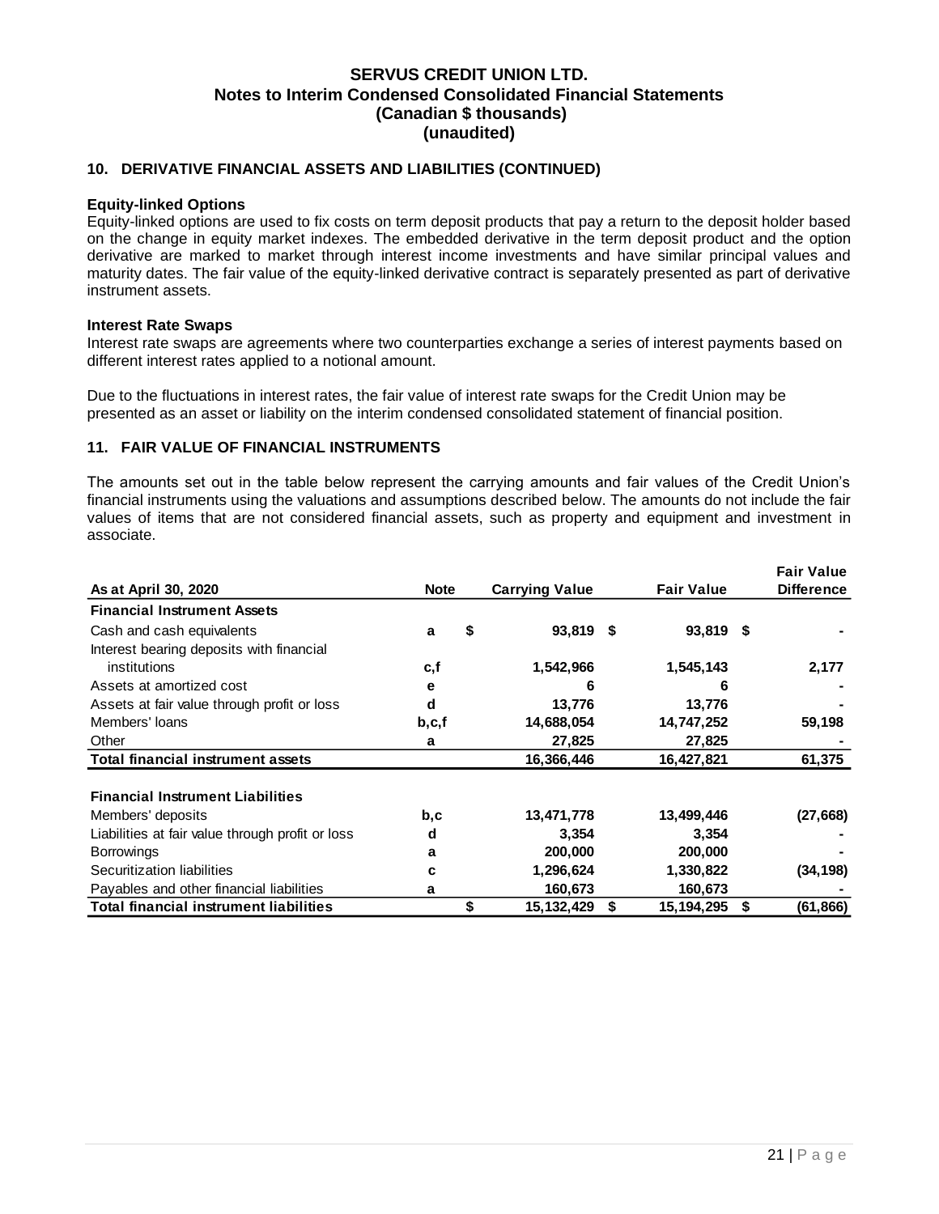# SERVUS CREDIT UNION LTD.
## Notes to Interim Condensed Consolidated Financial Statements
## (Canadian $ thousands)
## (unaudited)

### 10. DERIVATIVE FINANCIAL ASSETS AND LIABILITIES (CONTINUED)

**Equity-linked Options**

Equity-linked options are used to fix costs on term deposit products that pay a return to the deposit holder based on the change in equity market indexes. The embedded derivative in the term deposit product and the option derivative are marked to market through interest income investments and have similar principal values and maturity dates. The fair value of the equity-linked derivative contract is separately presented as part of derivative instrument assets.

**Interest Rate Swaps**

Interest rate swaps are agreements where two counterparties exchange a series of interest payments based on different interest rates applied to a notional amount.

Due to the fluctuations in interest rates, the fair value of interest rate swaps for the Credit Union may be presented as an asset or liability on the interim condensed consolidated statement of financial position.

### 11. FAIR VALUE OF FINANCIAL INSTRUMENTS

The amounts set out in the table below represent the carrying amounts and fair values of the Credit Union's financial instruments using the valuations and assumptions described below. The amounts do not include the fair values of items that are not considered financial assets, such as property and equipment and investment in associate.

| As at April 30, 2020 | Note | Carrying Value | Fair Value | Fair Value Difference |
|---|---|---|---|---|
| **Financial Instrument Assets** | | | | |
| Cash and cash equivalents | a | $ 93,819 | $ 93,819 | $ - |
| Interest bearing deposits with financial institutions | c,f | 1,542,966 | 1,545,143 | 2,177 |
| Assets at amortized cost | e | 6 | 6 | - |
| Assets at fair value through profit or loss | d | 13,776 | 13,776 | - |
| Members' loans | b,c,f | 14,688,054 | 14,747,252 | 59,198 |
| Other | a | 27,825 | 27,825 | - |
| **Total financial instrument assets** | | 16,366,446 | 16,427,821 | 61,375 |
| **Financial Instrument Liabilities** | | | | |
| Members' deposits | b,c | 13,471,778 | 13,499,446 | (27,668) |
| Liabilities at fair value through profit or loss | d | 3,354 | 3,354 | - |
| Borrowings | a | 200,000 | 200,000 | - |
| Securitization liabilities | c | 1,296,624 | 1,330,822 | (34,198) |
| Payables and other financial liabilities | a | 160,673 | 160,673 | - |
| **Total financial instrument liabilities** | | $ 15,132,429 | $ 15,194,295 | $ (61,866) |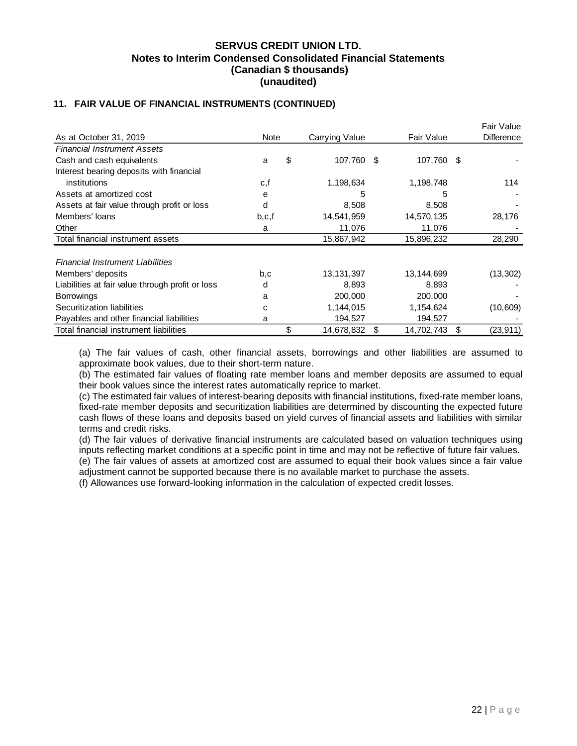**SERVUS CREDIT UNION LTD.**
**Notes to Interim Condensed Consolidated Financial Statements**
**(Canadian $ thousands)**
**(unaudited)**

### 11. FAIR VALUE OF FINANCIAL INSTRUMENTS (CONTINUED)

| As at October 31, 2019 | Note | Carrying Value | Fair Value | Fair Value Difference |
|---|---|---|---|---|
| *Financial Instrument Assets* | | | | |
| Cash and cash equivalents | a | $ 107,760 | $ 107,760 | $ - |
| Interest bearing deposits with financial institutions | c,f | 1,198,634 | 1,198,748 | 114 |
| Assets at amortized cost | e | 5 | 5 | - |
| Assets at fair value through profit or loss | d | 8,508 | 8,508 | - |
| Members' loans | b,c,f | 14,541,959 | 14,570,135 | 28,176 |
| Other | a | 11,076 | 11,076 | - |
| Total financial instrument assets | | 15,867,942 | 15,896,232 | 28,290 |
| *Financial Instrument Liabilities* | | | | |
| Members' deposits | b,c | 13,131,397 | 13,144,699 | (13,302) |
| Liabilities at fair value through profit or loss | d | 8,893 | 8,893 | - |
| Borrowings | a | 200,000 | 200,000 | - |
| Securitization liabilities | c | 1,144,015 | 1,154,624 | (10,609) |
| Payables and other financial liabilities | a | 194,527 | 194,527 | - |
| Total financial instrument liabilities | | $ 14,678,832 | $ 14,702,743 | $ (23,911) |

(a) The fair values of cash, other financial assets, borrowings and other liabilities are assumed to approximate book values, due to their short-term nature.
(b) The estimated fair values of floating rate member loans and member deposits are assumed to equal their book values since the interest rates automatically reprice to market.
(c) The estimated fair values of interest-bearing deposits with financial institutions, fixed-rate member loans, fixed-rate member deposits and securitization liabilities are determined by discounting the expected future cash flows of these loans and deposits based on yield curves of financial assets and liabilities with similar terms and credit risks.
(d) The fair values of derivative financial instruments are calculated based on valuation techniques using inputs reflecting market conditions at a specific point in time and may not be reflective of future fair values.
(e) The fair values of assets at amortized cost are assumed to equal their book values since a fair value adjustment cannot be supported because there is no available market to purchase the assets.
(f) Allowances use forward-looking information in the calculation of expected credit losses.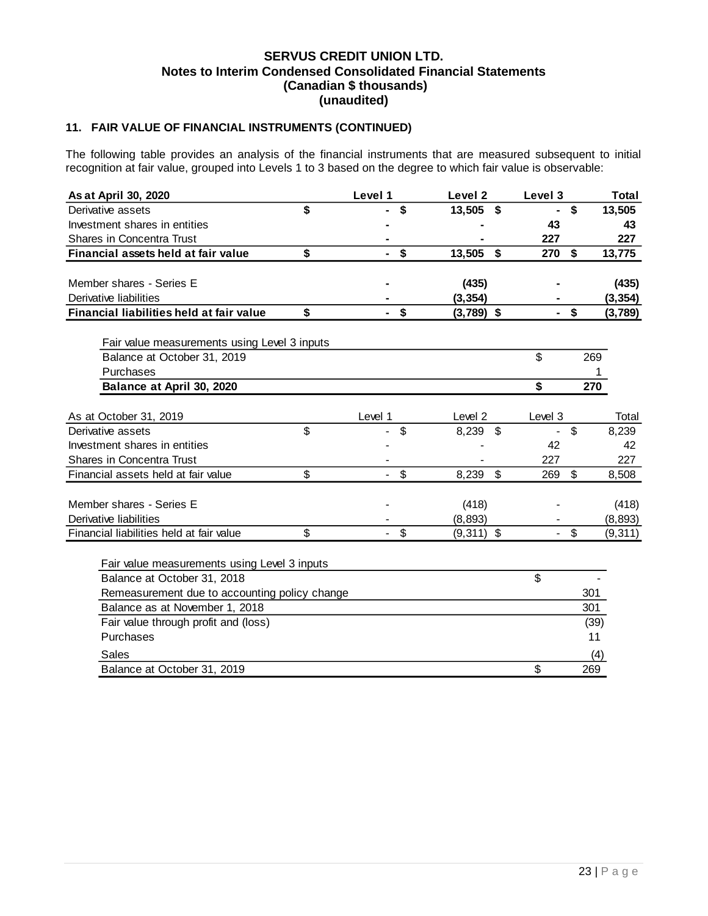**SERVUS CREDIT UNION LTD.**
**Notes to Interim Condensed Consolidated Financial Statements**
**(Canadian $ thousands)**
**(unaudited)**

### 11. FAIR VALUE OF FINANCIAL INSTRUMENTS (CONTINUED)

The following table provides an analysis of the financial instruments that are measured subsequent to initial recognition at fair value, grouped into Levels 1 to 3 based on the degree to which fair value is observable:

| **As at April 30, 2020** | **Level 1** | **Level 2** | **Level 3** | **Total** |
|---|---|---|---|---|
| Derivative assets | $ - | $ 13,505 | $ - | $ 13,505 |
| Investment shares in entities | - | - | 43 | 43 |
| Shares in Concentra Trust | - | - | 227 | 227 |
| **Financial assets held at fair value** | **$ -** | **$ 13,505** | **$ 270** | **$ 13,775** |
| | | | | |
| Member shares - Series E | - | (435) | - | (435) |
| Derivative liabilities | - | (3,354) | - | (3,354) |
| **Financial liabilities held at fair value** | **$ -** | **$ (3,789)** | **$ -** | **$ (3,789)** |

| Fair value measurements using Level 3 inputs | |
|---|---|
| Balance at October 31, 2019 | $ 269 |
| Purchases | 1 |
| **Balance at April 30, 2020** | **$ 270** |

| As at October 31, 2019 | Level 1 | Level 2 | Level 3 | Total |
|---|---|---|---|---|
| Derivative assets | $ - | $ 8,239 | $ - | $ 8,239 |
| Investment shares in entities | - | - | 42 | 42 |
| Shares in Concentra Trust | - | - | 227 | 227 |
| Financial assets held at fair value | $ - | $ 8,239 | $ 269 | $ 8,508 |
| | | | | |
| Member shares - Series E | - | (418) | - | (418) |
| Derivative liabilities | - | (8,893) | - | (8,893) |
| Financial liabilities held at fair value | $ - | $ (9,311) | $ - | $ (9,311) |

| Fair value measurements using Level 3 inputs | |
|---|---|
| Balance at October 31, 2018 | $ - |
| Remeasurement due to accounting policy change | 301 |
| Balance as at November 1, 2018 | 301 |
| Fair value through profit and (loss) | (39) |
| Purchases | 11 |
| Sales | (4) |
| Balance at October 31, 2019 | $ 269 |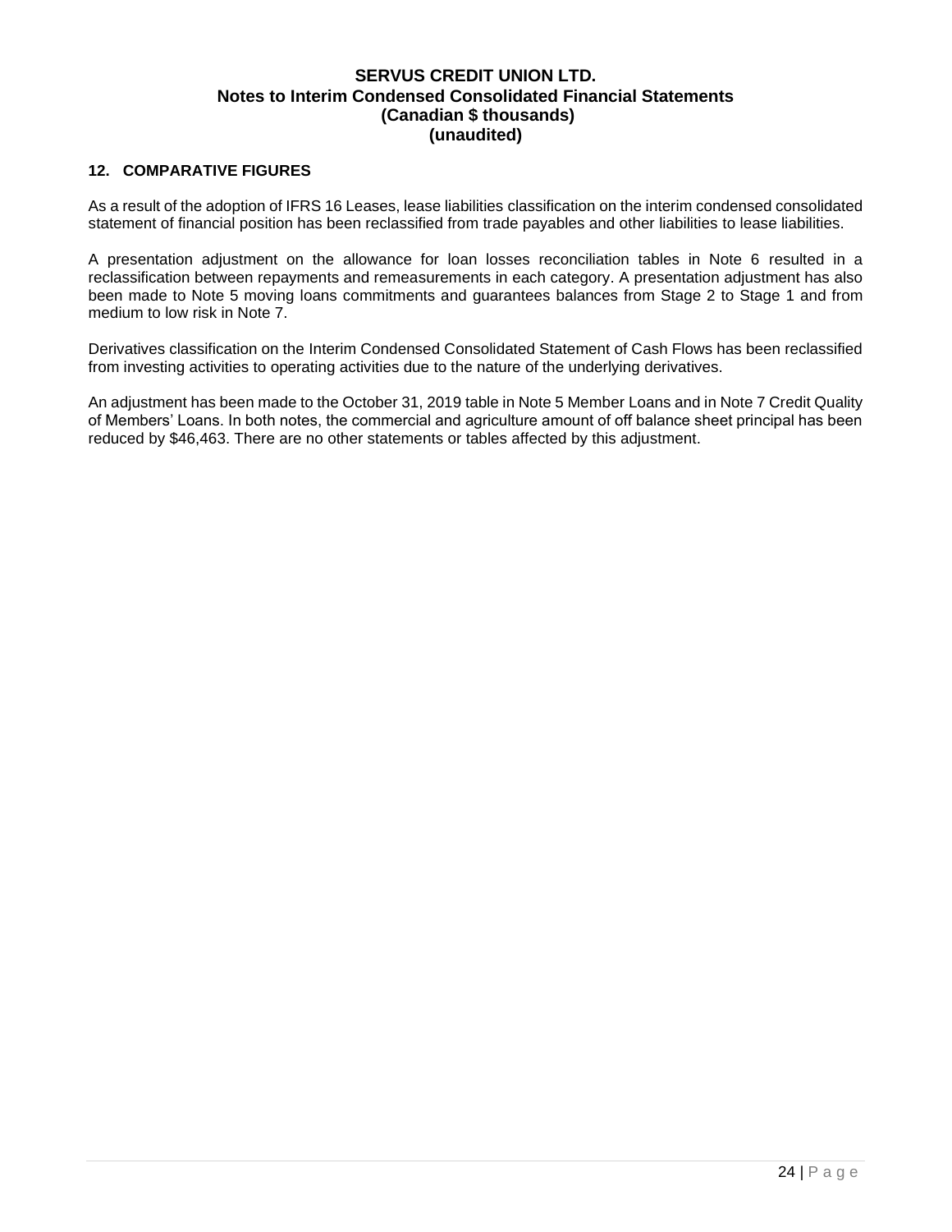## 12. COMPARATIVE FIGURES

As a result of the adoption of IFRS 16 Leases, lease liabilities classification on the interim condensed consolidated statement of financial position has been reclassified from trade payables and other liabilities to lease liabilities.

A presentation adjustment on the allowance for loan losses reconciliation tables in Note 6 resulted in a reclassification between repayments and remeasurements in each category. A presentation adjustment has also been made to Note 5 moving loans commitments and guarantees balances from Stage 2 to Stage 1 and from medium to low risk in Note 7.

Derivatives classification on the Interim Condensed Consolidated Statement of Cash Flows has been reclassified from investing activities to operating activities due to the nature of the underlying derivatives.

An adjustment has been made to the October 31, 2019 table in Note 5 Member Loans and in Note 7 Credit Quality of Members' Loans. In both notes, the commercial and agriculture amount of off balance sheet principal has been reduced by $46,463. There are no other statements or tables affected by this adjustment.